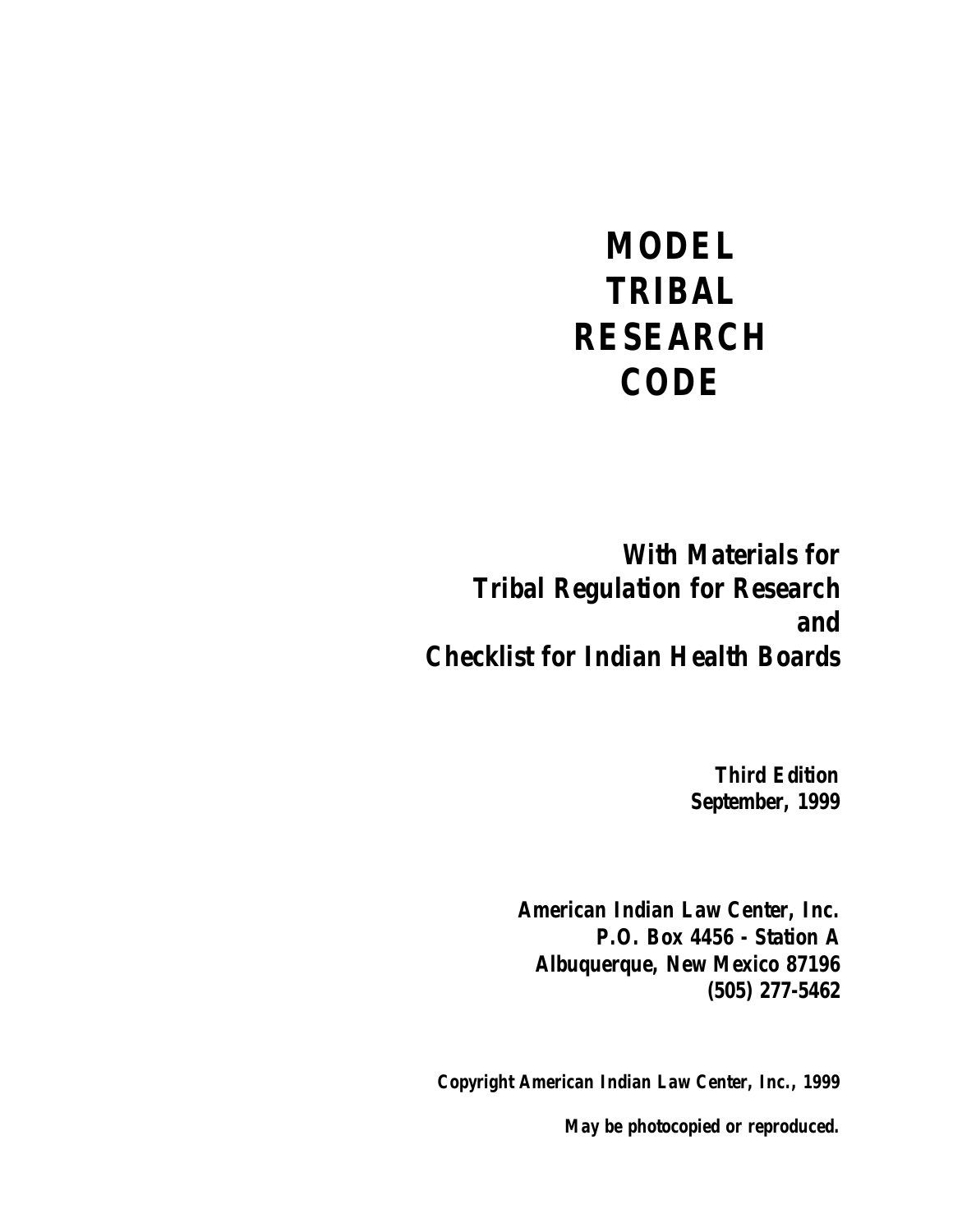# MODEL TRIBAL RESEARCH CODE

**With Materials for**
**Tribal Regulation for Research**
**and**
**Checklist for Indian Health Boards**

**Third Edition**
**September, 1999**

**American Indian Law Center, Inc.**
**P.O. Box 4456 - Station A**
**Albuquerque, New Mexico 87196**
**(505) 277-5462**

**Copyright American Indian Law Center, Inc., 1999**

**May be photocopied or reproduced.**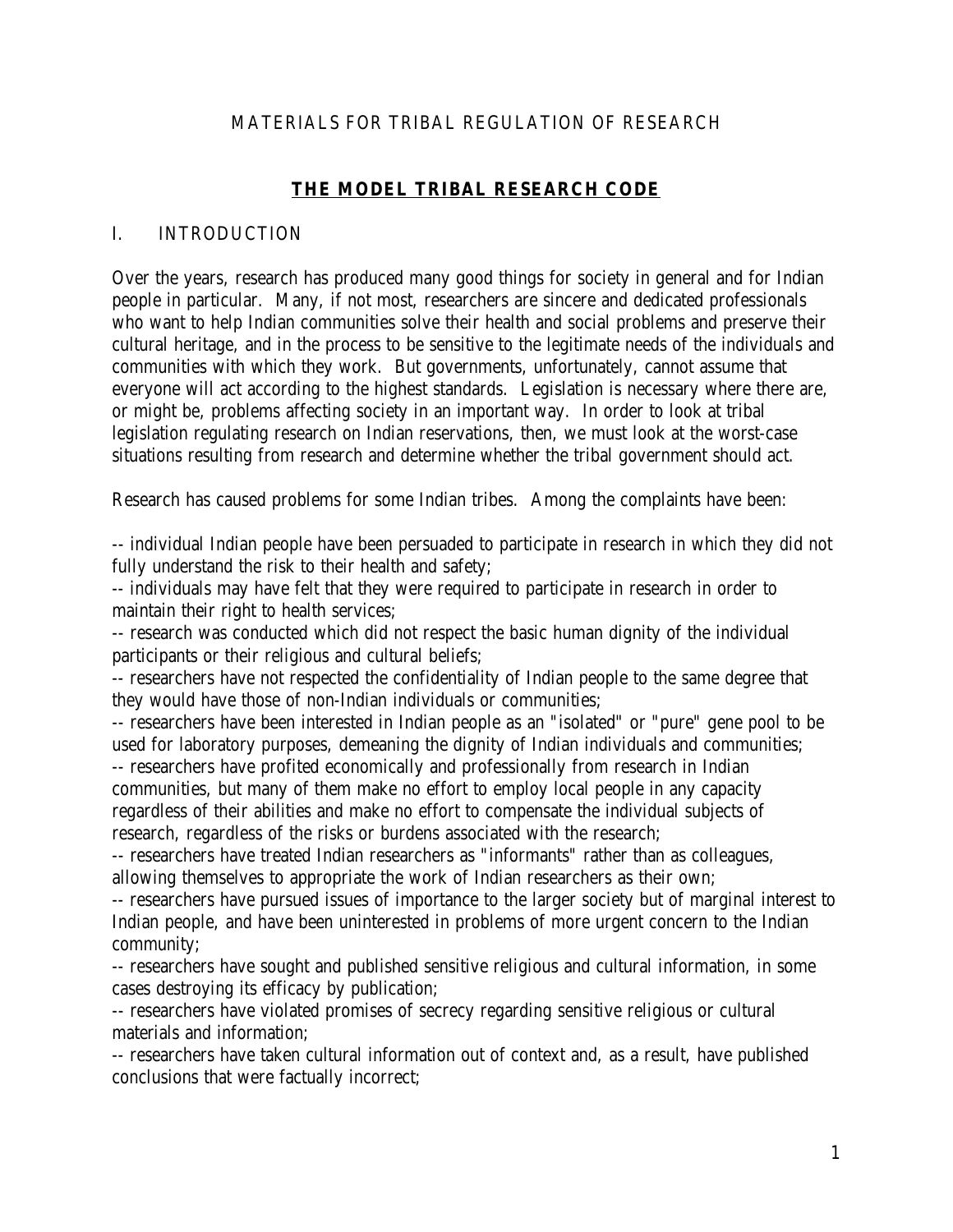MATERIALS FOR TRIBAL REGULATION OF RESEARCH

# THE MODEL TRIBAL RESEARCH CODE

## I. INTRODUCTION

Over the years, research has produced many good things for society in general and for Indian people in particular. Many, if not most, researchers are sincere and dedicated professionals who want to help Indian communities solve their health and social problems and preserve their cultural heritage, and in the process to be sensitive to the legitimate needs of the individuals and communities with which they work. But governments, unfortunately, cannot assume that everyone will act according to the highest standards. Legislation is necessary where there are, or might be, problems affecting society in an important way. In order to look at tribal legislation regulating research on Indian reservations, then, we must look at the worst-case situations resulting from research and determine whether the tribal government should act.

Research has caused problems for some Indian tribes. Among the complaints have been:

-- individual Indian people have been persuaded to participate in research in which they did not fully understand the risk to their health and safety;

-- individuals may have felt that they were required to participate in research in order to maintain their right to health services;

-- research was conducted which did not respect the basic human dignity of the individual participants or their religious and cultural beliefs;

-- researchers have not respected the confidentiality of Indian people to the same degree that they would have those of non-Indian individuals or communities;

-- researchers have been interested in Indian people as an "isolated" or "pure" gene pool to be used for laboratory purposes, demeaning the dignity of Indian individuals and communities;

-- researchers have profited economically and professionally from research in Indian communities, but many of them make no effort to employ local people in any capacity regardless of their abilities and make no effort to compensate the individual subjects of research, regardless of the risks or burdens associated with the research;

-- researchers have treated Indian researchers as "informants" rather than as colleagues, allowing themselves to appropriate the work of Indian researchers as their own;

-- researchers have pursued issues of importance to the larger society but of marginal interest to Indian people, and have been uninterested in problems of more urgent concern to the Indian community;

-- researchers have sought and published sensitive religious and cultural information, in some cases destroying its efficacy by publication;

-- researchers have violated promises of secrecy regarding sensitive religious or cultural materials and information;

-- researchers have taken cultural information out of context and, as a result, have published conclusions that were factually incorrect;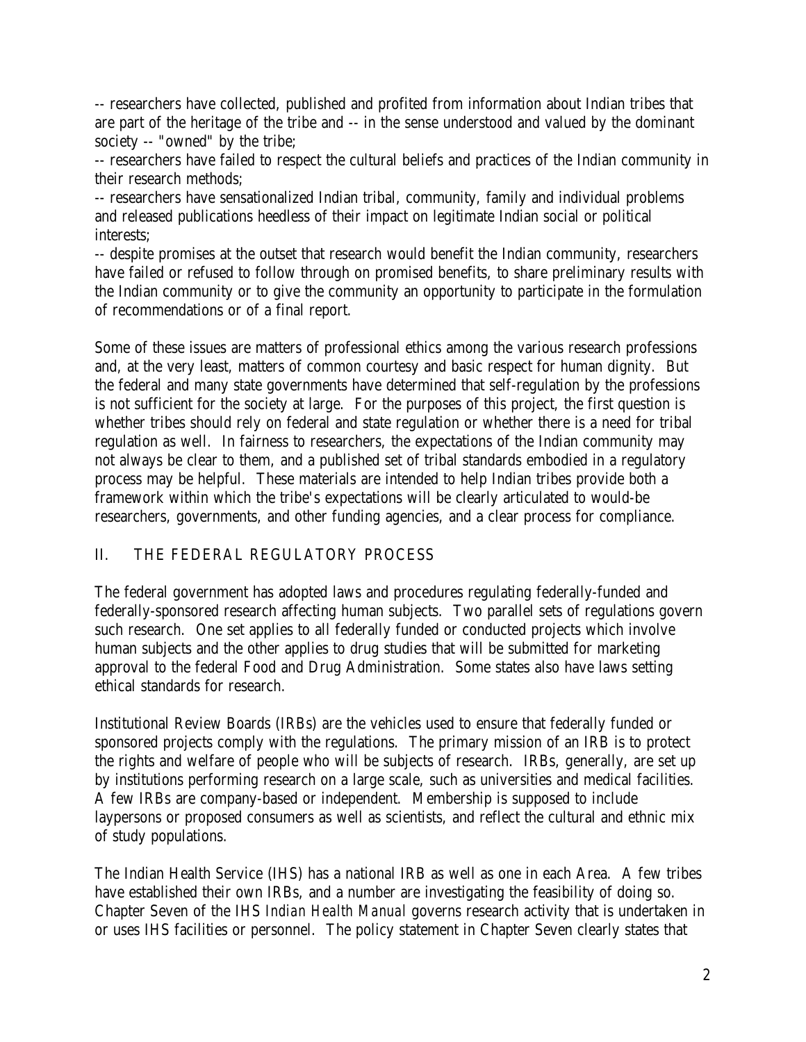-- researchers have collected, published and profited from information about Indian tribes that are part of the heritage of the tribe and -- in the sense understood and valued by the dominant society -- "owned" by the tribe;
-- researchers have failed to respect the cultural beliefs and practices of the Indian community in their research methods;
-- researchers have sensationalized Indian tribal, community, family and individual problems and released publications heedless of their impact on legitimate Indian social or political interests;
-- despite promises at the outset that research would benefit the Indian community, researchers have failed or refused to follow through on promised benefits, to share preliminary results with the Indian community or to give the community an opportunity to participate in the formulation of recommendations or of a final report.

Some of these issues are matters of professional ethics among the various research professions and, at the very least, matters of common courtesy and basic respect for human dignity. But the federal and many state governments have determined that self-regulation by the professions is not sufficient for the society at large. For the purposes of this project, the first question is whether tribes should rely on federal and state regulation or whether there is a need for tribal regulation as well. In fairness to researchers, the expectations of the Indian community may not always be clear to them, and a published set of tribal standards embodied in a regulatory process may be helpful. These materials are intended to help Indian tribes provide both a framework within which the tribe's expectations will be clearly articulated to would-be researchers, governments, and other funding agencies, and a clear process for compliance.

## II. THE FEDERAL REGULATORY PROCESS

The federal government has adopted laws and procedures regulating federally-funded and federally-sponsored research affecting human subjects. Two parallel sets of regulations govern such research. One set applies to all federally funded or conducted projects which involve human subjects and the other applies to drug studies that will be submitted for marketing approval to the federal Food and Drug Administration. Some states also have laws setting ethical standards for research.

Institutional Review Boards (IRBs) are the vehicles used to ensure that federally funded or sponsored projects comply with the regulations. The primary mission of an IRB is to protect the rights and welfare of people who will be subjects of research. IRBs, generally, are set up by institutions performing research on a large scale, such as universities and medical facilities. A few IRBs are company-based or independent. Membership is supposed to include laypersons or proposed consumers as well as scientists, and reflect the cultural and ethnic mix of study populations.

The Indian Health Service (IHS) has a national IRB as well as one in each Area. A few tribes have established their own IRBs, and a number are investigating the feasibility of doing so. Chapter Seven of the IHS *Indian Health Manual* governs research activity that is undertaken in or uses IHS facilities or personnel. The policy statement in Chapter Seven clearly states that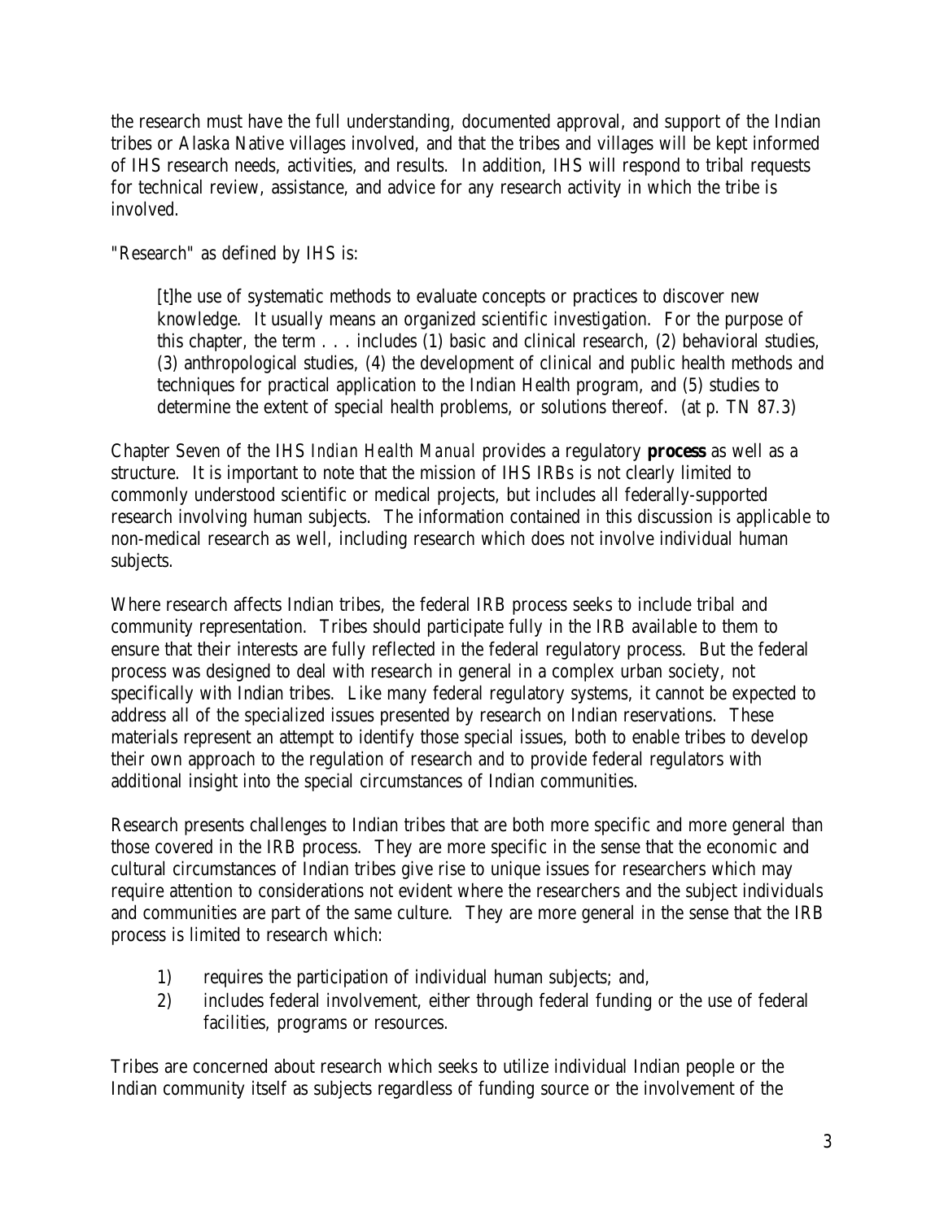the research must have the full understanding, documented approval, and support of the Indian tribes or Alaska Native villages involved, and that the tribes and villages will be kept informed of IHS research needs, activities, and results. In addition, IHS will respond to tribal requests for technical review, assistance, and advice for any research activity in which the tribe is involved.

"Research" as defined by IHS is:

> [t]he use of systematic methods to evaluate concepts or practices to discover new knowledge. It usually means an organized scientific investigation. For the purpose of this chapter, the term . . . includes (1) basic and clinical research, (2) behavioral studies, (3) anthropological studies, (4) the development of clinical and public health methods and techniques for practical application to the Indian Health program, and (5) studies to determine the extent of special health problems, or solutions thereof. (at p. TN 87.3)

Chapter Seven of the IHS *Indian Health Manual* provides a regulatory **process** as well as a structure. It is important to note that the mission of IHS IRBs is not clearly limited to commonly understood scientific or medical projects, but includes all federally-supported research involving human subjects. The information contained in this discussion is applicable to non-medical research as well, including research which does not involve individual human subjects.

Where research affects Indian tribes, the federal IRB process seeks to include tribal and community representation. Tribes should participate fully in the IRB available to them to ensure that their interests are fully reflected in the federal regulatory process. But the federal process was designed to deal with research in general in a complex urban society, not specifically with Indian tribes. Like many federal regulatory systems, it cannot be expected to address all of the specialized issues presented by research on Indian reservations. These materials represent an attempt to identify those special issues, both to enable tribes to develop their own approach to the regulation of research and to provide federal regulators with additional insight into the special circumstances of Indian communities.

Research presents challenges to Indian tribes that are both more specific and more general than those covered in the IRB process. They are more specific in the sense that the economic and cultural circumstances of Indian tribes give rise to unique issues for researchers which may require attention to considerations not evident where the researchers and the subject individuals and communities are part of the same culture. They are more general in the sense that the IRB process is limited to research which:

1) requires the participation of individual human subjects; and,
2) includes federal involvement, either through federal funding or the use of federal facilities, programs or resources.

Tribes are concerned about research which seeks to utilize individual Indian people or the Indian community itself as subjects regardless of funding source or the involvement of the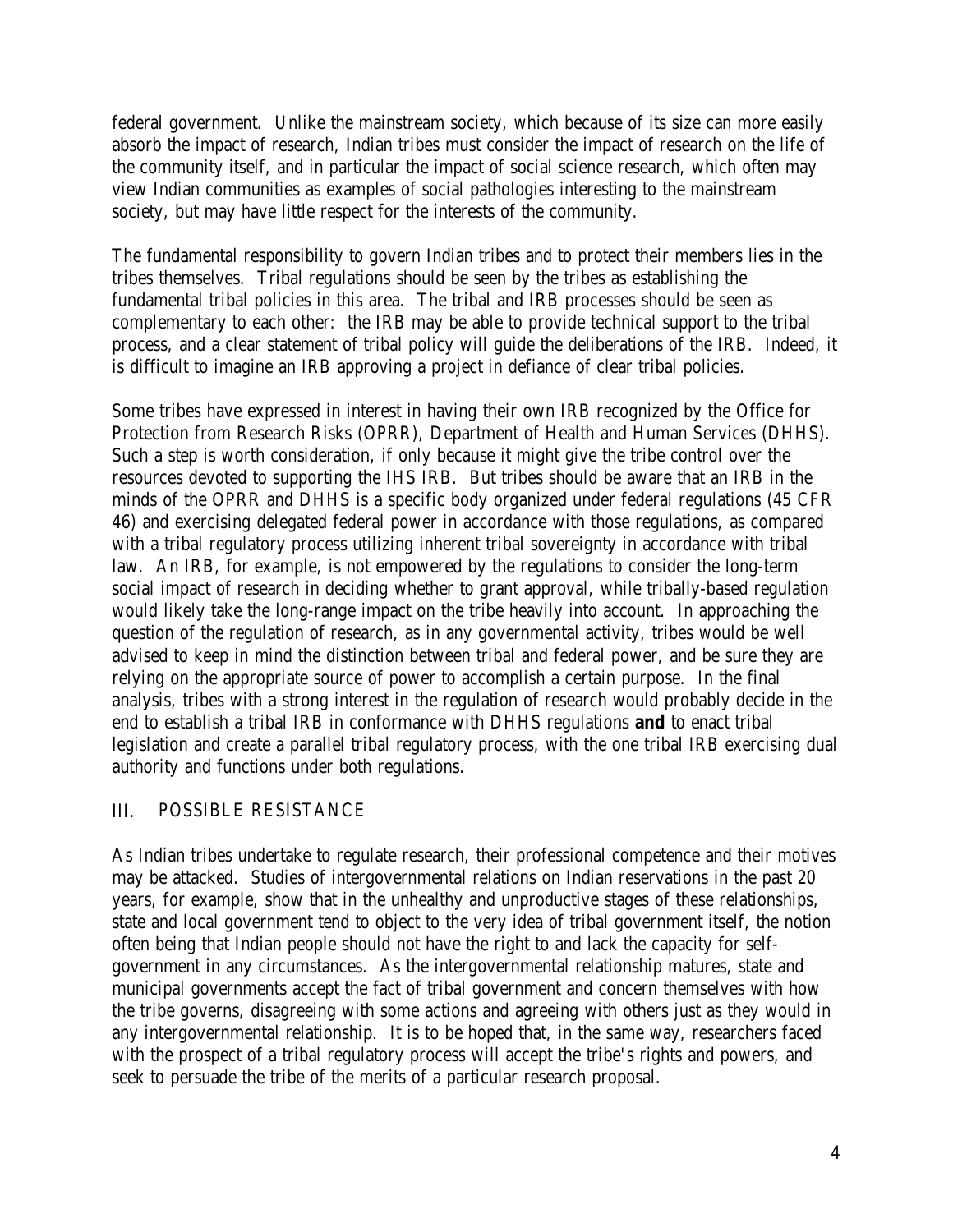federal government. Unlike the mainstream society, which because of its size can more easily absorb the impact of research, Indian tribes must consider the impact of research on the life of the community itself, and in particular the impact of social science research, which often may view Indian communities as examples of social pathologies interesting to the mainstream society, but may have little respect for the interests of the community.

The fundamental responsibility to govern Indian tribes and to protect their members lies in the tribes themselves. Tribal regulations should be seen by the tribes as establishing the fundamental tribal policies in this area. The tribal and IRB processes should be seen as complementary to each other: the IRB may be able to provide technical support to the tribal process, and a clear statement of tribal policy will guide the deliberations of the IRB. Indeed, it is difficult to imagine an IRB approving a project in defiance of clear tribal policies.

Some tribes have expressed in interest in having their own IRB recognized by the Office for Protection from Research Risks (OPRR), Department of Health and Human Services (DHHS). Such a step is worth consideration, if only because it might give the tribe control over the resources devoted to supporting the IHS IRB. But tribes should be aware that an IRB in the minds of the OPRR and DHHS is a specific body organized under federal regulations (45 CFR 46) and exercising delegated federal power in accordance with those regulations, as compared with a tribal regulatory process utilizing inherent tribal sovereignty in accordance with tribal law. An IRB, for example, is not empowered by the regulations to consider the long-term social impact of research in deciding whether to grant approval, while tribally-based regulation would likely take the long-range impact on the tribe heavily into account. In approaching the question of the regulation of research, as in any governmental activity, tribes would be well advised to keep in mind the distinction between tribal and federal power, and be sure they are relying on the appropriate source of power to accomplish a certain purpose. In the final analysis, tribes with a strong interest in the regulation of research would probably decide in the end to establish a tribal IRB in conformance with DHHS regulations **and** to enact tribal legislation and create a parallel tribal regulatory process, with the one tribal IRB exercising dual authority and functions under both regulations.

## III. POSSIBLE RESISTANCE

As Indian tribes undertake to regulate research, their professional competence and their motives may be attacked. Studies of intergovernmental relations on Indian reservations in the past 20 years, for example, show that in the unhealthy and unproductive stages of these relationships, state and local government tend to object to the very idea of tribal government itself, the notion often being that Indian people should not have the right to and lack the capacity for self-government in any circumstances. As the intergovernmental relationship matures, state and municipal governments accept the fact of tribal government and concern themselves with how the tribe governs, disagreeing with some actions and agreeing with others just as they would in any intergovernmental relationship. It is to be hoped that, in the same way, researchers faced with the prospect of a tribal regulatory process will accept the tribe's rights and powers, and seek to persuade the tribe of the merits of a particular research proposal.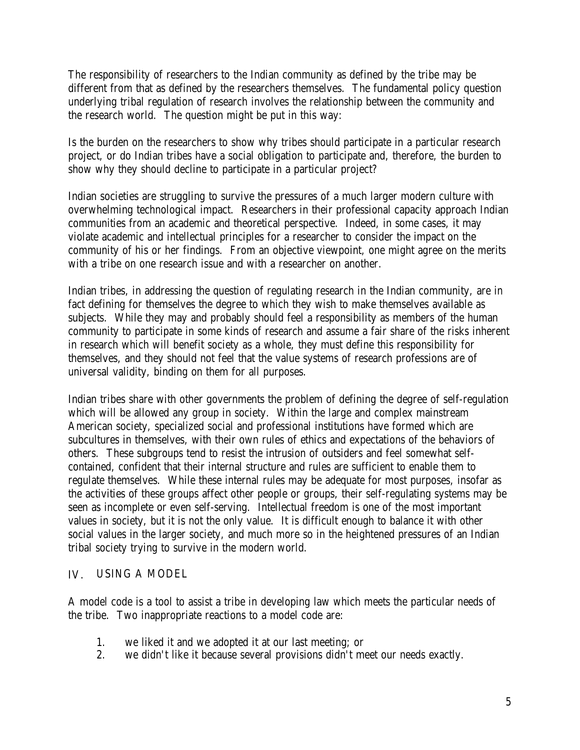The responsibility of researchers to the Indian community as defined by the tribe may be different from that as defined by the researchers themselves. The fundamental policy question underlying tribal regulation of research involves the relationship between the community and the research world. The question might be put in this way:

Is the burden on the researchers to show why tribes should participate in a particular research project, or do Indian tribes have a social obligation to participate and, therefore, the burden to show why they should decline to participate in a particular project?

Indian societies are struggling to survive the pressures of a much larger modern culture with overwhelming technological impact. Researchers in their professional capacity approach Indian communities from an academic and theoretical perspective. Indeed, in some cases, it may violate academic and intellectual principles for a researcher to consider the impact on the community of his or her findings. From an objective viewpoint, one might agree on the merits with a tribe on one research issue and with a researcher on another.

Indian tribes, in addressing the question of regulating research in the Indian community, are in fact defining for themselves the degree to which they wish to make themselves available as subjects. While they may and probably should feel a responsibility as members of the human community to participate in some kinds of research and assume a fair share of the risks inherent in research which will benefit society as a whole, they must define this responsibility for themselves, and they should not feel that the value systems of research professions are of universal validity, binding on them for all purposes.

Indian tribes share with other governments the problem of defining the degree of self-regulation which will be allowed any group in society. Within the large and complex mainstream American society, specialized social and professional institutions have formed which are subcultures in themselves, with their own rules of ethics and expectations of the behaviors of others. These subgroups tend to resist the intrusion of outsiders and feel somewhat self-contained, confident that their internal structure and rules are sufficient to enable them to regulate themselves. While these internal rules may be adequate for most purposes, insofar as the activities of these groups affect other people or groups, their self-regulating systems may be seen as incomplete or even self-serving. Intellectual freedom is one of the most important values in society, but it is not the only value. It is difficult enough to balance it with other social values in the larger society, and much more so in the heightened pressures of an Indian tribal society trying to survive in the modern world.

## IV. USING A MODEL

A model code is a tool to assist a tribe in developing law which meets the particular needs of the tribe. Two inappropriate reactions to a model code are:

1. we liked it and we adopted it at our last meeting; or
2. we didn't like it because several provisions didn't meet our needs exactly.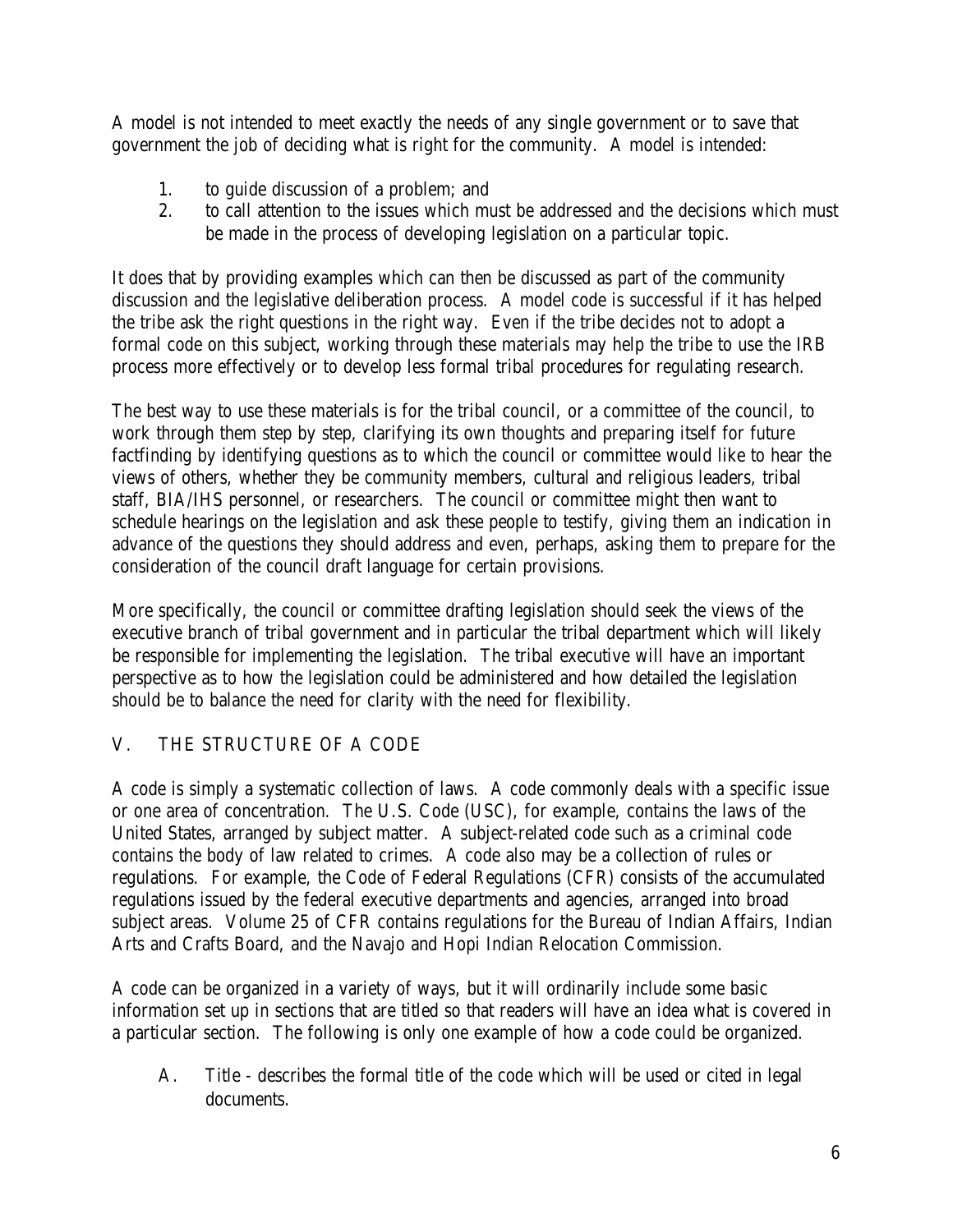A model is not intended to meet exactly the needs of any single government or to save that government the job of deciding what is right for the community. A model is intended:

1. to guide discussion of a problem; and
2. to call attention to the issues which must be addressed and the decisions which must be made in the process of developing legislation on a particular topic.

It does that by providing examples which can then be discussed as part of the community discussion and the legislative deliberation process. A model code is successful if it has helped the tribe ask the right questions in the right way. Even if the tribe decides not to adopt a formal code on this subject, working through these materials may help the tribe to use the IRB process more effectively or to develop less formal tribal procedures for regulating research.

The best way to use these materials is for the tribal council, or a committee of the council, to work through them step by step, clarifying its own thoughts and preparing itself for future factfinding by identifying questions as to which the council or committee would like to hear the views of others, whether they be community members, cultural and religious leaders, tribal staff, BIA/IHS personnel, or researchers. The council or committee might then want to schedule hearings on the legislation and ask these people to testify, giving them an indication in advance of the questions they should address and even, perhaps, asking them to prepare for the consideration of the council draft language for certain provisions.

More specifically, the council or committee drafting legislation should seek the views of the executive branch of tribal government and in particular the tribal department which will likely be responsible for implementing the legislation. The tribal executive will have an important perspective as to how the legislation could be administered and how detailed the legislation should be to balance the need for clarity with the need for flexibility.

## V. THE STRUCTURE OF A CODE

A code is simply a systematic collection of laws. A code commonly deals with a specific issue or one area of concentration. The U.S. Code (USC), for example, contains the laws of the United States, arranged by subject matter. A subject-related code such as a criminal code contains the body of law related to crimes. A code also may be a collection of rules or regulations. For example, the Code of Federal Regulations (CFR) consists of the accumulated regulations issued by the federal executive departments and agencies, arranged into broad subject areas. Volume 25 of CFR contains regulations for the Bureau of Indian Affairs, Indian Arts and Crafts Board, and the Navajo and Hopi Indian Relocation Commission.

A code can be organized in a variety of ways, but it will ordinarily include some basic information set up in sections that are titled so that readers will have an idea what is covered in a particular section. The following is only one example of how a code could be organized.

A. Title - describes the formal title of the code which will be used or cited in legal documents.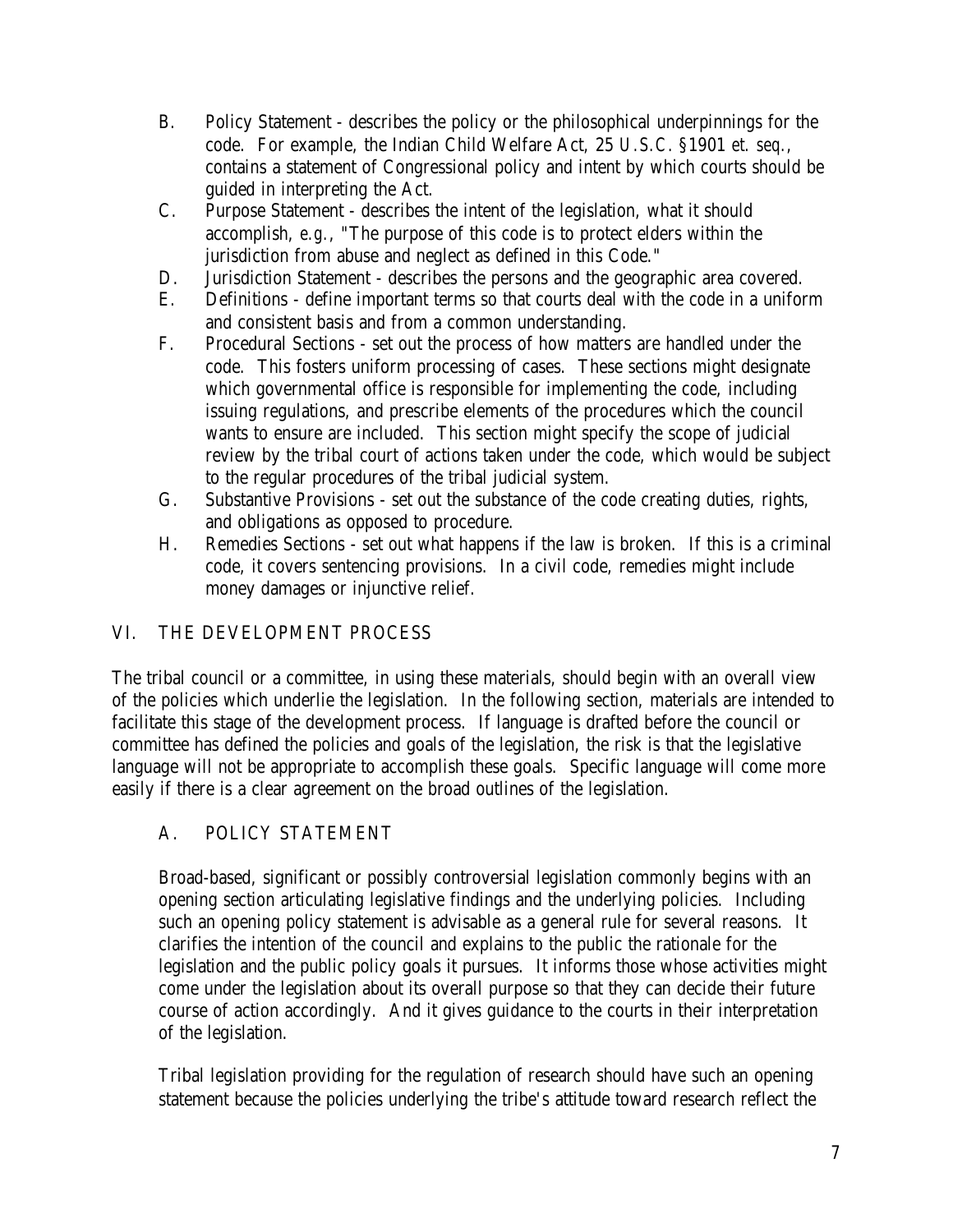B. Policy Statement - describes the policy or the philosophical underpinnings for the code. For example, the Indian Child Welfare Act, 25 U.S.C. §1901 *et. seq.*, contains a statement of Congressional policy and intent by which courts should be guided in interpreting the Act.

C. Purpose Statement - describes the intent of the legislation, what it should accomplish, *e.g.*, "The purpose of this code is to protect elders within the jurisdiction from abuse and neglect as defined in this Code."

D. Jurisdiction Statement - describes the persons and the geographic area covered.

E. Definitions - define important terms so that courts deal with the code in a uniform and consistent basis and from a common understanding.

F. Procedural Sections - set out the process of how matters are handled under the code. This fosters uniform processing of cases. These sections might designate which governmental office is responsible for implementing the code, including issuing regulations, and prescribe elements of the procedures which the council wants to ensure are included. This section might specify the scope of judicial review by the tribal court of actions taken under the code, which would be subject to the regular procedures of the tribal judicial system.

G. Substantive Provisions - set out the substance of the code creating duties, rights, and obligations as opposed to procedure.

H. Remedies Sections - set out what happens if the law is broken. If this is a criminal code, it covers sentencing provisions. In a civil code, remedies might include money damages or injunctive relief.

## VI. THE DEVELOPMENT PROCESS

The tribal council or a committee, in using these materials, should begin with an overall view of the policies which underlie the legislation. In the following section, materials are intended to facilitate this stage of the development process. If language is drafted before the council or committee has defined the policies and goals of the legislation, the risk is that the legislative language will not be appropriate to accomplish these goals. Specific language will come more easily if there is a clear agreement on the broad outlines of the legislation.

### A. POLICY STATEMENT

Broad-based, significant or possibly controversial legislation commonly begins with an opening section articulating legislative findings and the underlying policies. Including such an opening policy statement is advisable as a general rule for several reasons. It clarifies the intention of the council and explains to the public the rationale for the legislation and the public policy goals it pursues. It informs those whose activities might come under the legislation about its overall purpose so that they can decide their future course of action accordingly. And it gives guidance to the courts in their interpretation of the legislation.

Tribal legislation providing for the regulation of research should have such an opening statement because the policies underlying the tribe's attitude toward research reflect the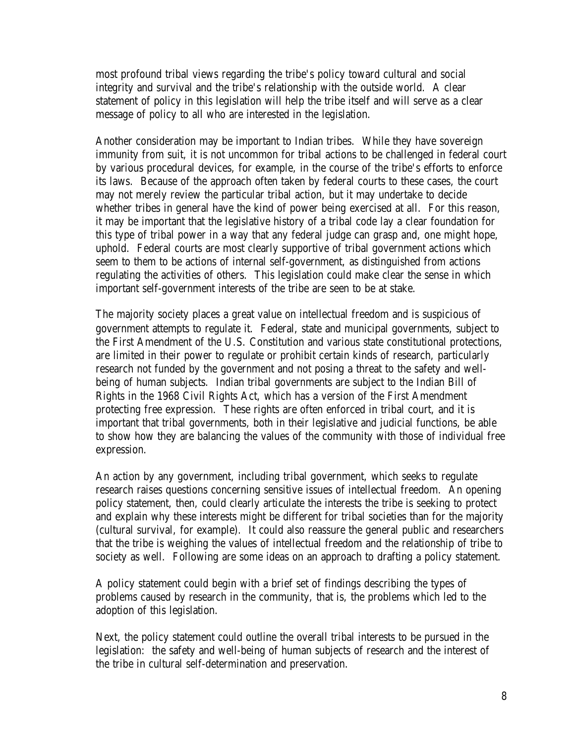most profound tribal views regarding the tribe's policy toward cultural and social integrity and survival and the tribe's relationship with the outside world. A clear statement of policy in this legislation will help the tribe itself and will serve as a clear message of policy to all who are interested in the legislation.

Another consideration may be important to Indian tribes. While they have sovereign immunity from suit, it is not uncommon for tribal actions to be challenged in federal court by various procedural devices, for example, in the course of the tribe's efforts to enforce its laws. Because of the approach often taken by federal courts to these cases, the court may not merely review the particular tribal action, but it may undertake to decide whether tribes in general have the kind of power being exercised at all. For this reason, it may be important that the legislative history of a tribal code lay a clear foundation for this type of tribal power in a way that any federal judge can grasp and, one might hope, uphold. Federal courts are most clearly supportive of tribal government actions which seem to them to be actions of internal self-government, as distinguished from actions regulating the activities of others. This legislation could make clear the sense in which important self-government interests of the tribe are seen to be at stake.

The majority society places a great value on intellectual freedom and is suspicious of government attempts to regulate it. Federal, state and municipal governments, subject to the First Amendment of the U.S. Constitution and various state constitutional protections, are limited in their power to regulate or prohibit certain kinds of research, particularly research not funded by the government and not posing a threat to the safety and well-being of human subjects. Indian tribal governments are subject to the Indian Bill of Rights in the 1968 Civil Rights Act, which has a version of the First Amendment protecting free expression. These rights are often enforced in tribal court, and it is important that tribal governments, both in their legislative and judicial functions, be able to show how they are balancing the values of the community with those of individual free expression.

An action by any government, including tribal government, which seeks to regulate research raises questions concerning sensitive issues of intellectual freedom. An opening policy statement, then, could clearly articulate the interests the tribe is seeking to protect and explain why these interests might be different for tribal societies than for the majority (cultural survival, for example). It could also reassure the general public and researchers that the tribe is weighing the values of intellectual freedom and the relationship of tribe to society as well. Following are some ideas on an approach to drafting a policy statement.

A policy statement could begin with a brief set of findings describing the types of problems caused by research in the community, that is, the problems which led to the adoption of this legislation.

Next, the policy statement could outline the overall tribal interests to be pursued in the legislation: the safety and well-being of human subjects of research and the interest of the tribe in cultural self-determination and preservation.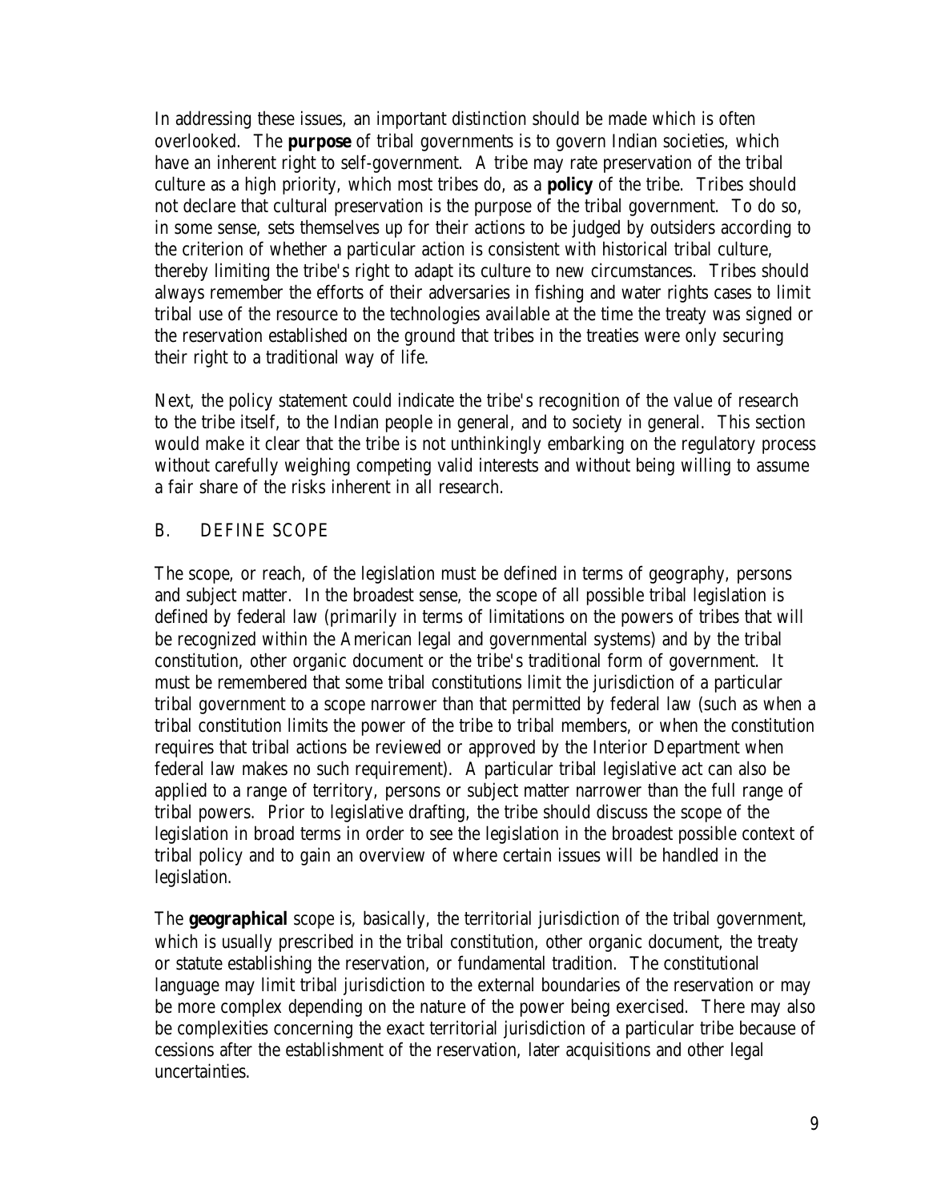In addressing these issues, an important distinction should be made which is often overlooked. The **purpose** of tribal governments is to govern Indian societies, which have an inherent right to self-government. A tribe may rate preservation of the tribal culture as a high priority, which most tribes do, as a **policy** of the tribe. Tribes should not declare that cultural preservation is the purpose of the tribal government. To do so, in some sense, sets themselves up for their actions to be judged by outsiders according to the criterion of whether a particular action is consistent with historical tribal culture, thereby limiting the tribe's right to adapt its culture to new circumstances. Tribes should always remember the efforts of their adversaries in fishing and water rights cases to limit tribal use of the resource to the technologies available at the time the treaty was signed or the reservation established on the ground that tribes in the treaties were only securing their right to a traditional way of life.

Next, the policy statement could indicate the tribe's recognition of the value of research to the tribe itself, to the Indian people in general, and to society in general. This section would make it clear that the tribe is not unthinkingly embarking on the regulatory process without carefully weighing competing valid interests and without being willing to assume a fair share of the risks inherent in all research.

## B. DEFINE SCOPE

The scope, or reach, of the legislation must be defined in terms of geography, persons and subject matter. In the broadest sense, the scope of all possible tribal legislation is defined by federal law (primarily in terms of limitations on the powers of tribes that will be recognized within the American legal and governmental systems) and by the tribal constitution, other organic document or the tribe's traditional form of government. It must be remembered that some tribal constitutions limit the jurisdiction of a particular tribal government to a scope narrower than that permitted by federal law (such as when a tribal constitution limits the power of the tribe to tribal members, or when the constitution requires that tribal actions be reviewed or approved by the Interior Department when federal law makes no such requirement). A particular tribal legislative act can also be applied to a range of territory, persons or subject matter narrower than the full range of tribal powers. Prior to legislative drafting, the tribe should discuss the scope of the legislation in broad terms in order to see the legislation in the broadest possible context of tribal policy and to gain an overview of where certain issues will be handled in the legislation.

The **geographical** scope is, basically, the territorial jurisdiction of the tribal government, which is usually prescribed in the tribal constitution, other organic document, the treaty or statute establishing the reservation, or fundamental tradition. The constitutional language may limit tribal jurisdiction to the external boundaries of the reservation or may be more complex depending on the nature of the power being exercised. There may also be complexities concerning the exact territorial jurisdiction of a particular tribe because of cessions after the establishment of the reservation, later acquisitions and other legal uncertainties.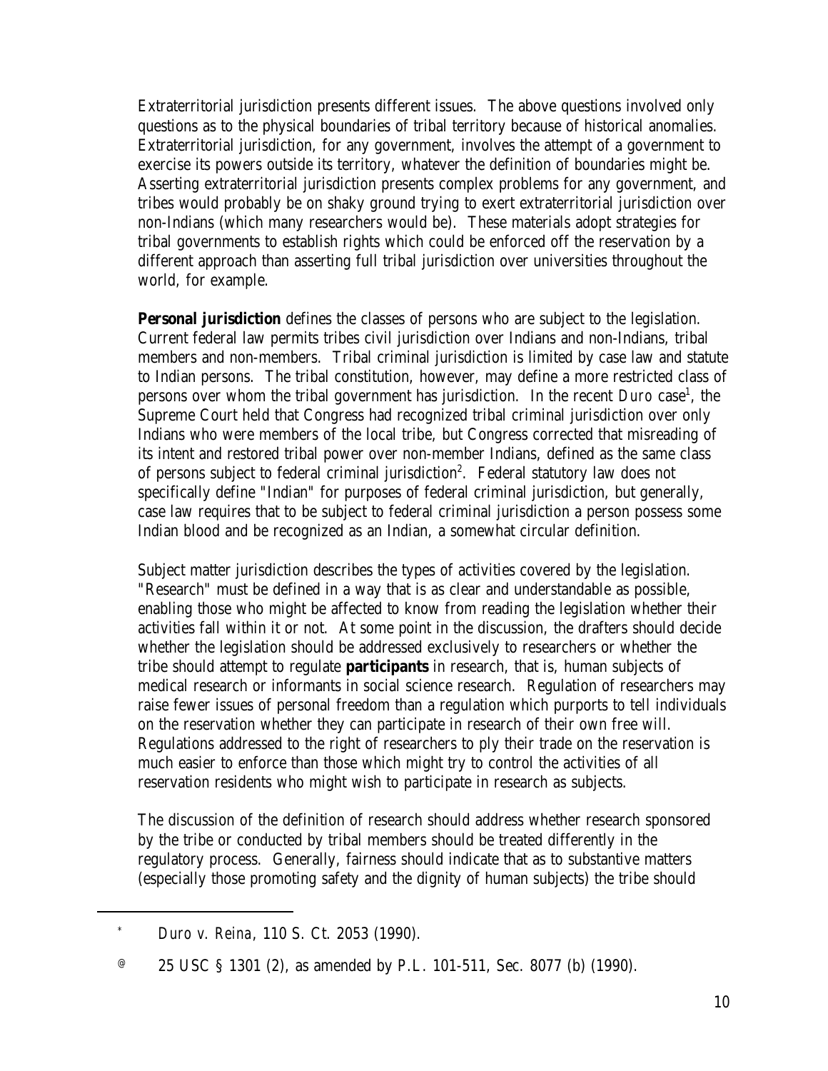Extraterritorial jurisdiction presents different issues. The above questions involved only questions as to the physical boundaries of tribal territory because of historical anomalies. Extraterritorial jurisdiction, for any government, involves the attempt of a government to exercise its powers outside its territory, whatever the definition of boundaries might be. Asserting extraterritorial jurisdiction presents complex problems for any government, and tribes would probably be on shaky ground trying to exert extraterritorial jurisdiction over non-Indians (which many researchers would be). These materials adopt strategies for tribal governments to establish rights which could be enforced off the reservation by a different approach than asserting full tribal jurisdiction over universities throughout the world, for example.

**Personal jurisdiction** defines the classes of persons who are subject to the legislation. Current federal law permits tribes civil jurisdiction over Indians and non-Indians, tribal members and non-members. Tribal criminal jurisdiction is limited by case law and statute to Indian persons. The tribal constitution, however, may define a more restricted class of persons over whom the tribal government has jurisdiction. In the recent *Duro* case[1], the Supreme Court held that Congress had recognized tribal criminal jurisdiction over only Indians who were members of the local tribe, but Congress corrected that misreading of its intent and restored tribal power over non-member Indians, defined as the same class of persons subject to federal criminal jurisdiction[2]. Federal statutory law does not specifically define "Indian" for purposes of federal criminal jurisdiction, but generally, case law requires that to be subject to federal criminal jurisdiction a person possess some Indian blood and be recognized as an Indian, a somewhat circular definition.

Subject matter jurisdiction describes the types of activities covered by the legislation. "Research" must be defined in a way that is as clear and understandable as possible, enabling those who might be affected to know from reading the legislation whether their activities fall within it or not. At some point in the discussion, the drafters should decide whether the legislation should be addressed exclusively to researchers or whether the tribe should attempt to regulate **participants** in research, that is, human subjects of medical research or informants in social science research. Regulation of researchers may raise fewer issues of personal freedom than a regulation which purports to tell individuals on the reservation whether they can participate in research of their own free will. Regulations addressed to the right of researchers to ply their trade on the reservation is much easier to enforce than those which might try to control the activities of all reservation residents who might wish to participate in research as subjects.

The discussion of the definition of research should address whether research sponsored by the tribe or conducted by tribal members should be treated differently in the regulatory process. Generally, fairness should indicate that as to substantive matters (especially those promoting safety and the dignity of human subjects) the tribe should

---

* *Duro v. Reina*, 110 S. Ct. 2053 (1990).

@ 25 USC § 1301 (2), as amended by P.L. 101-511, Sec. 8077 (b) (1990).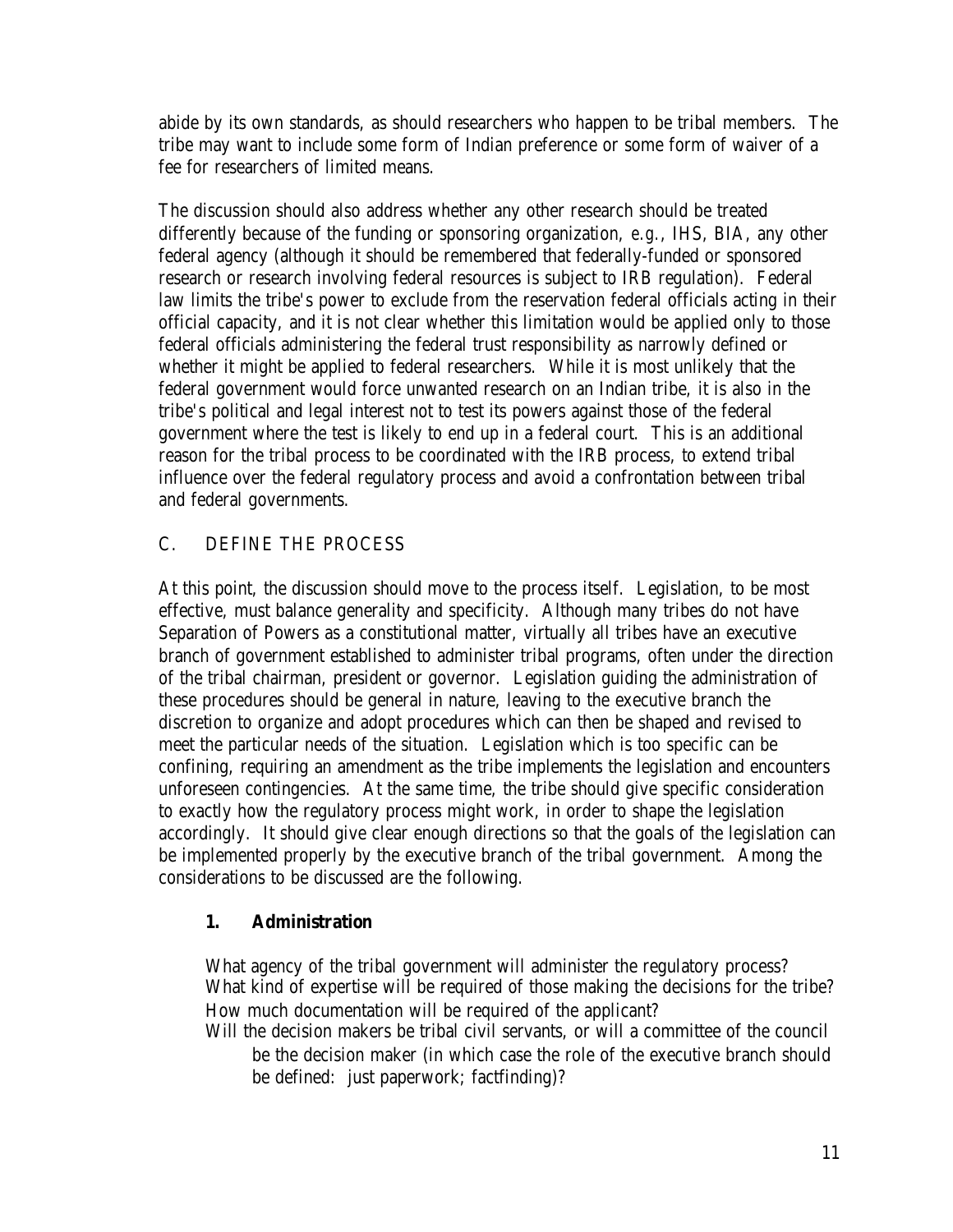abide by its own standards, as should researchers who happen to be tribal members. The tribe may want to include some form of Indian preference or some form of waiver of a fee for researchers of limited means.

The discussion should also address whether any other research should be treated differently because of the funding or sponsoring organization, *e.g.*, IHS, BIA, any other federal agency (although it should be remembered that federally-funded or sponsored research or research involving federal resources is subject to IRB regulation). Federal law limits the tribe's power to exclude from the reservation federal officials acting in their official capacity, and it is not clear whether this limitation would be applied only to those federal officials administering the federal trust responsibility as narrowly defined or whether it might be applied to federal researchers. While it is most unlikely that the federal government would force unwanted research on an Indian tribe, it is also in the tribe's political and legal interest not to test its powers against those of the federal government where the test is likely to end up in a federal court. This is an additional reason for the tribal process to be coordinated with the IRB process, to extend tribal influence over the federal regulatory process and avoid a confrontation between tribal and federal governments.

## C. DEFINE THE PROCESS

At this point, the discussion should move to the process itself. Legislation, to be most effective, must balance generality and specificity. Although many tribes do not have Separation of Powers as a constitutional matter, virtually all tribes have an executive branch of government established to administer tribal programs, often under the direction of the tribal chairman, president or governor. Legislation guiding the administration of these procedures should be general in nature, leaving to the executive branch the discretion to organize and adopt procedures which can then be shaped and revised to meet the particular needs of the situation. Legislation which is too specific can be confining, requiring an amendment as the tribe implements the legislation and encounters unforeseen contingencies. At the same time, the tribe should give specific consideration to exactly how the regulatory process might work, in order to shape the legislation accordingly. It should give clear enough directions so that the goals of the legislation can be implemented properly by the executive branch of the tribal government. Among the considerations to be discussed are the following.

### 1. Administration

What agency of the tribal government will administer the regulatory process?
What kind of expertise will be required of those making the decisions for the tribe?
How much documentation will be required of the applicant?
Will the decision makers be tribal civil servants, or will a committee of the council be the decision maker (in which case the role of the executive branch should be defined: just paperwork; factfinding)?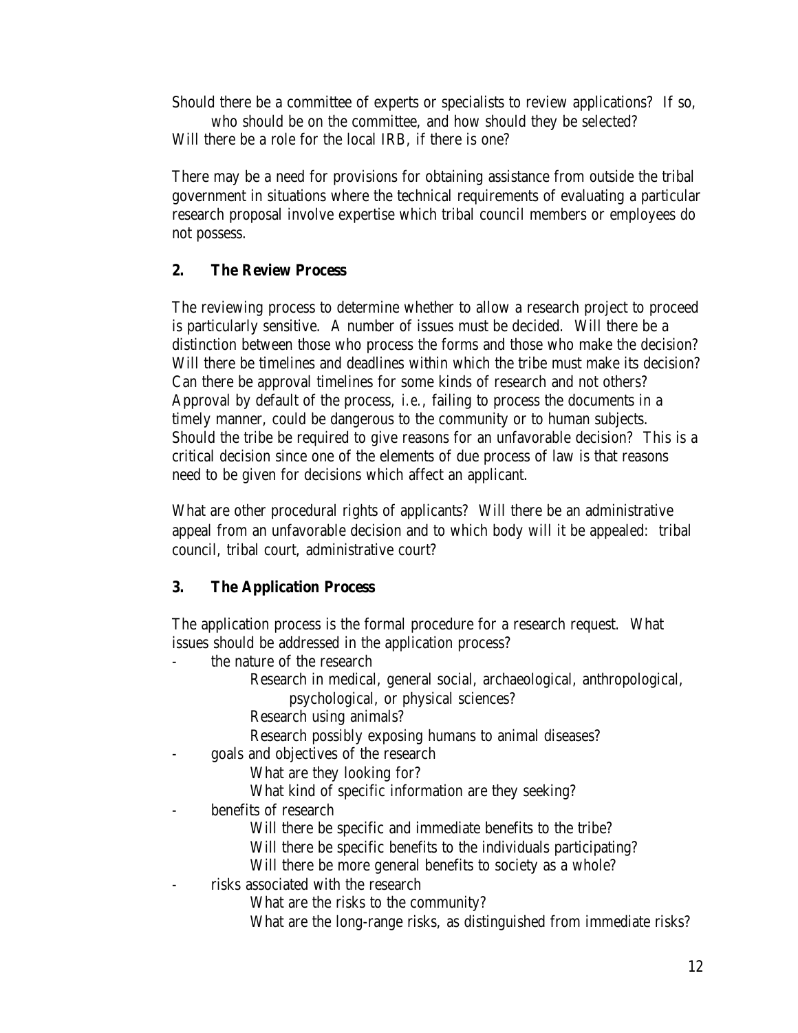Should there be a committee of experts or specialists to review applications? If so, who should be on the committee, and how should they be selected?
Will there be a role for the local IRB, if there is one?

There may be a need for provisions for obtaining assistance from outside the tribal government in situations where the technical requirements of evaluating a particular research proposal involve expertise which tribal council members or employees do not possess.

## 2. The Review Process

The reviewing process to determine whether to allow a research project to proceed is particularly sensitive. A number of issues must be decided. Will there be a distinction between those who process the forms and those who make the decision? Will there be timelines and deadlines within which the tribe must make its decision? Can there be approval timelines for some kinds of research and not others? Approval by default of the process, *i.e.*, failing to process the documents in a timely manner, could be dangerous to the community or to human subjects. Should the tribe be required to give reasons for an unfavorable decision? This is a critical decision since one of the elements of due process of law is that reasons need to be given for decisions which affect an applicant.

What are other procedural rights of applicants? Will there be an administrative appeal from an unfavorable decision and to which body will it be appealed: tribal council, tribal court, administrative court?

## 3. The Application Process

The application process is the formal procedure for a research request. What issues should be addressed in the application process?

- the nature of the research
  - Research in medical, general social, archaeological, anthropological, psychological, or physical sciences?
  - Research using animals?
  - Research possibly exposing humans to animal diseases?
- goals and objectives of the research
  - What are they looking for?
  - What kind of specific information are they seeking?
- benefits of research
  - Will there be specific and immediate benefits to the tribe?
  - Will there be specific benefits to the individuals participating?
  - Will there be more general benefits to society as a whole?
- risks associated with the research
  - What are the risks to the community?
  - What are the long-range risks, as distinguished from immediate risks?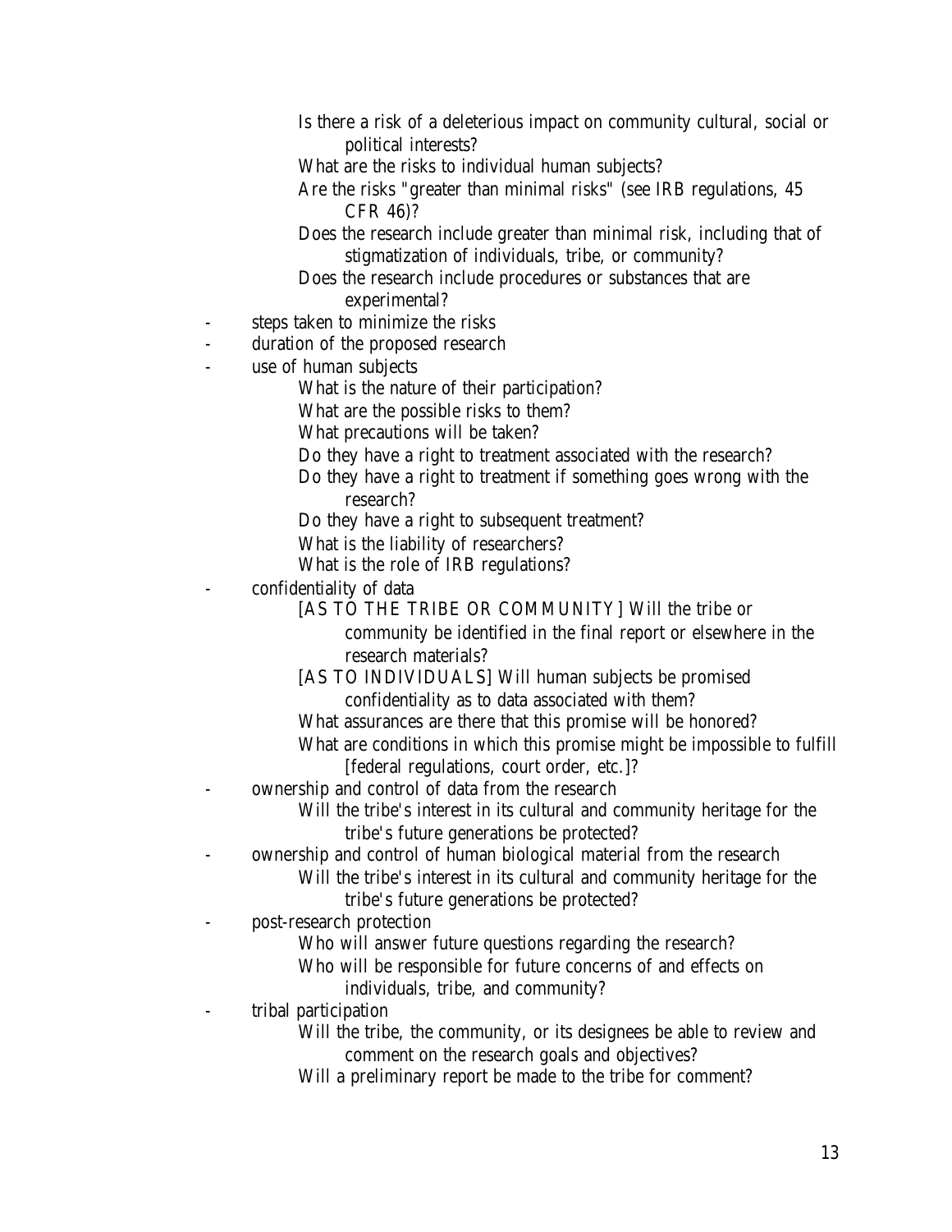Is there a risk of a deleterious impact on community cultural, social or political interests?
  What are the risks to individual human subjects?
  Are the risks "greater than minimal risks" (see IRB regulations, 45 CFR 46)?
  Does the research include greater than minimal risk, including that of stigmatization of individuals, tribe, or community?
  Does the research include procedures or substances that are experimental?

- steps taken to minimize the risks
- duration of the proposed research
- use of human subjects
  - What is the nature of their participation?
  - What are the possible risks to them?
  - What precautions will be taken?
  - Do they have a right to treatment associated with the research?
  - Do they have a right to treatment if something goes wrong with the research?
  - Do they have a right to subsequent treatment?
  - What is the liability of researchers?
  - What is the role of IRB regulations?
- confidentiality of data
  - [AS TO THE TRIBE OR COMMUNITY] Will the tribe or community be identified in the final report or elsewhere in the research materials?
  - [AS TO INDIVIDUALS] Will human subjects be promised confidentiality as to data associated with them?
  - What assurances are there that this promise will be honored?
  - What are conditions in which this promise might be impossible to fulfill [federal regulations, court order, etc.]?
- ownership and control of data from the research
  - Will the tribe's interest in its cultural and community heritage for the tribe's future generations be protected?
- ownership and control of human biological material from the research
  - Will the tribe's interest in its cultural and community heritage for the tribe's future generations be protected?
- post-research protection
  - Who will answer future questions regarding the research?
  - Who will be responsible for future concerns of and effects on individuals, tribe, and community?
- tribal participation
  - Will the tribe, the community, or its designees be able to review and comment on the research goals and objectives?
  - Will a preliminary report be made to the tribe for comment?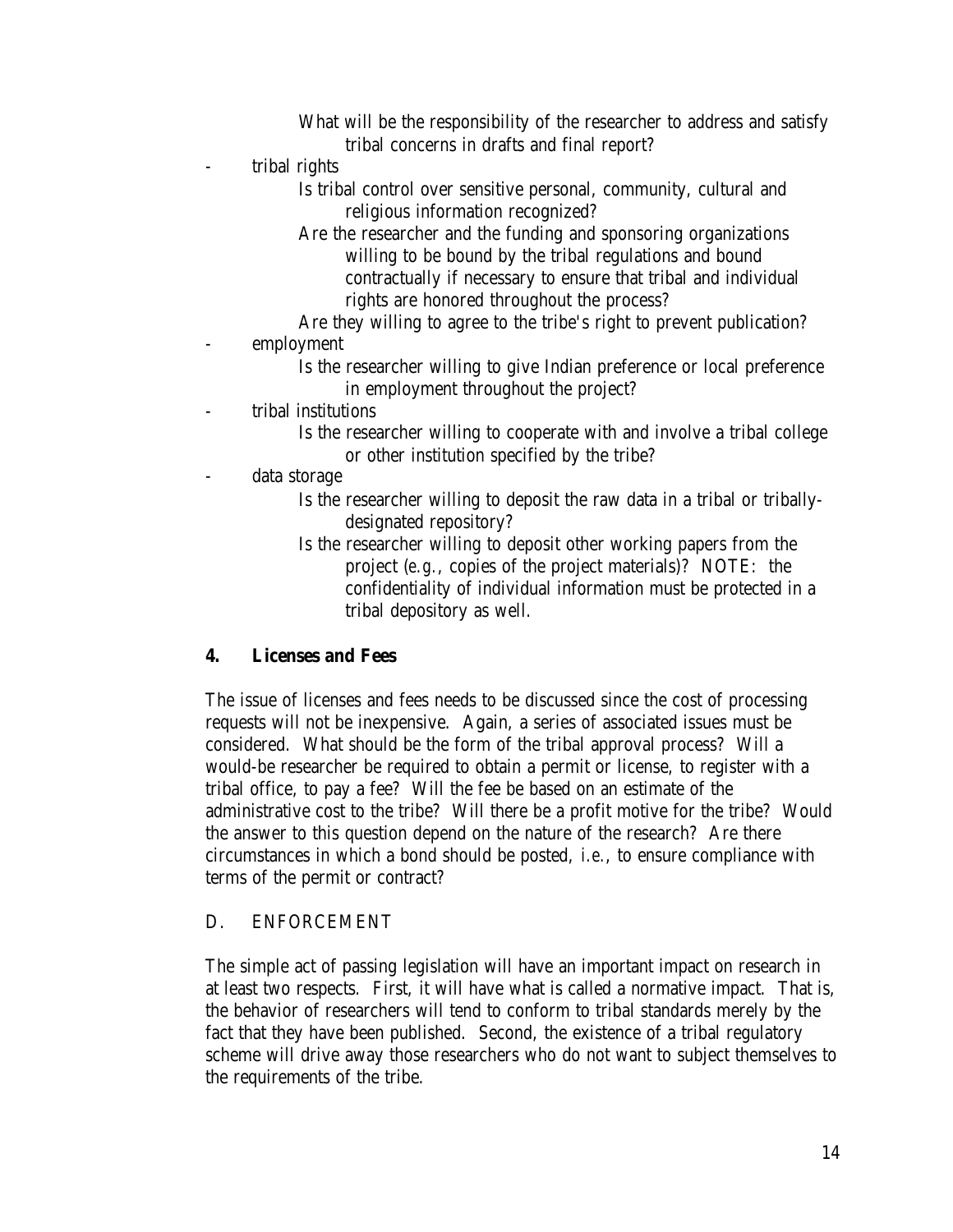What will be the responsibility of the researcher to address and satisfy tribal concerns in drafts and final report?

- tribal rights
  - Is tribal control over sensitive personal, community, cultural and religious information recognized?
  - Are the researcher and the funding and sponsoring organizations willing to be bound by the tribal regulations and bound contractually if necessary to ensure that tribal and individual rights are honored throughout the process?
  - Are they willing to agree to the tribe's right to prevent publication?
- employment
  - Is the researcher willing to give Indian preference or local preference in employment throughout the project?
- tribal institutions
  - Is the researcher willing to cooperate with and involve a tribal college or other institution specified by the tribe?
- data storage
  - Is the researcher willing to deposit the raw data in a tribal or tribally-designated repository?
  - Is the researcher willing to deposit other working papers from the project (*e.g.*, copies of the project materials)? NOTE: the confidentiality of individual information must be protected in a tribal depository as well.

### 4. Licenses and Fees

The issue of licenses and fees needs to be discussed since the cost of processing requests will not be inexpensive. Again, a series of associated issues must be considered. What should be the form of the tribal approval process? Will a would-be researcher be required to obtain a permit or license, to register with a tribal office, to pay a fee? Will the fee be based on an estimate of the administrative cost to the tribe? Will there be a profit motive for the tribe? Would the answer to this question depend on the nature of the research? Are there circumstances in which a bond should be posted, *i.e.*, to ensure compliance with terms of the permit or contract?

## D. ENFORCEMENT

The simple act of passing legislation will have an important impact on research in at least two respects. First, it will have what is called a normative impact. That is, the behavior of researchers will tend to conform to tribal standards merely by the fact that they have been published. Second, the existence of a tribal regulatory scheme will drive away those researchers who do not want to subject themselves to the requirements of the tribe.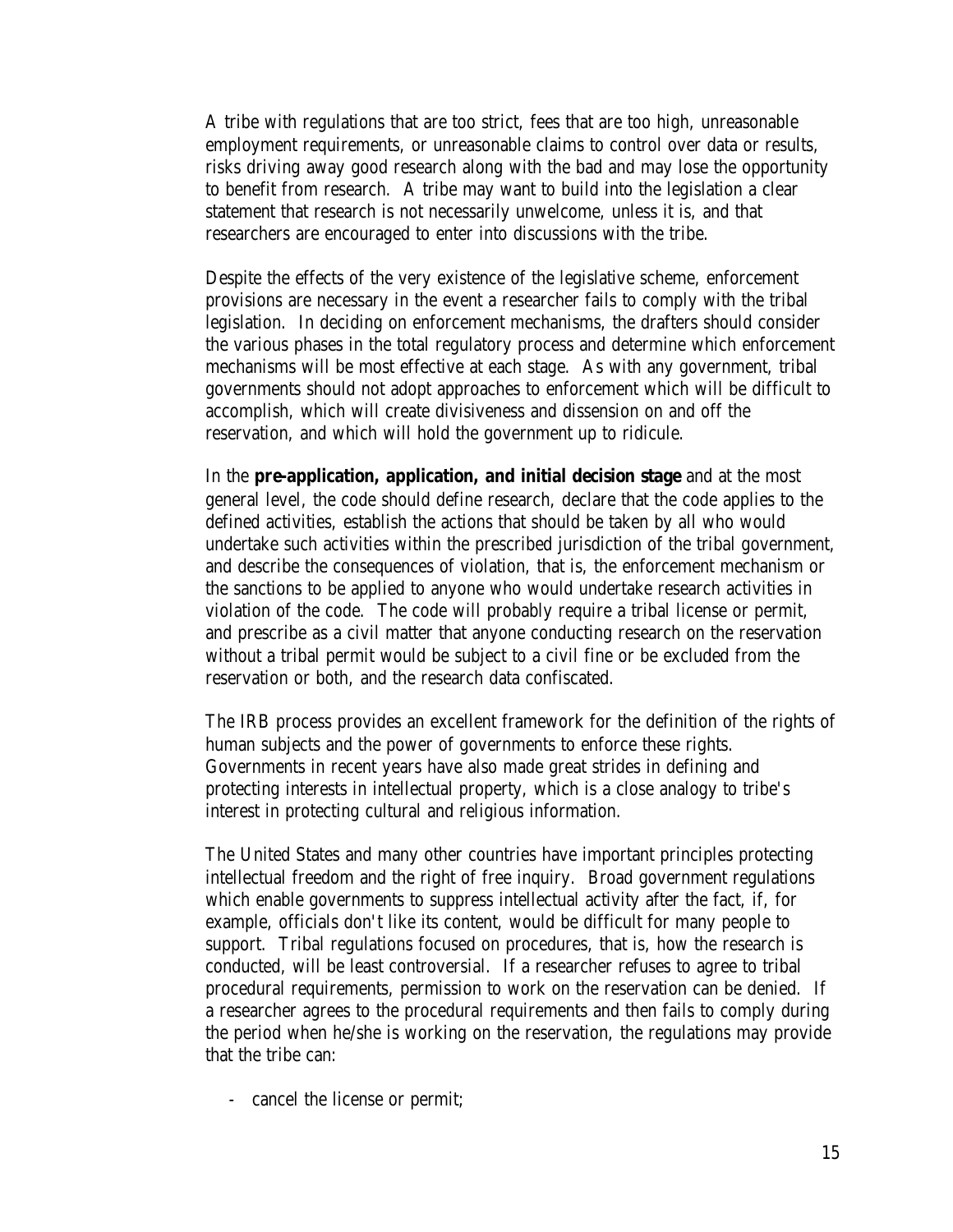A tribe with regulations that are too strict, fees that are too high, unreasonable employment requirements, or unreasonable claims to control over data or results, risks driving away good research along with the bad and may lose the opportunity to benefit from research. A tribe may want to build into the legislation a clear statement that research is not necessarily unwelcome, unless it is, and that researchers are encouraged to enter into discussions with the tribe.

Despite the effects of the very existence of the legislative scheme, enforcement provisions are necessary in the event a researcher fails to comply with the tribal legislation. In deciding on enforcement mechanisms, the drafters should consider the various phases in the total regulatory process and determine which enforcement mechanisms will be most effective at each stage. As with any government, tribal governments should not adopt approaches to enforcement which will be difficult to accomplish, which will create divisiveness and dissension on and off the reservation, and which will hold the government up to ridicule.

In the **pre-application, application, and initial decision stage** and at the most general level, the code should define research, declare that the code applies to the defined activities, establish the actions that should be taken by all who would undertake such activities within the prescribed jurisdiction of the tribal government, and describe the consequences of violation, that is, the enforcement mechanism or the sanctions to be applied to anyone who would undertake research activities in violation of the code. The code will probably require a tribal license or permit, and prescribe as a civil matter that anyone conducting research on the reservation without a tribal permit would be subject to a civil fine or be excluded from the reservation or both, and the research data confiscated.

The IRB process provides an excellent framework for the definition of the rights of human subjects and the power of governments to enforce these rights. Governments in recent years have also made great strides in defining and protecting interests in intellectual property, which is a close analogy to tribe's interest in protecting cultural and religious information.

The United States and many other countries have important principles protecting intellectual freedom and the right of free inquiry. Broad government regulations which enable governments to suppress intellectual activity after the fact, if, for example, officials don't like its content, would be difficult for many people to support. Tribal regulations focused on procedures, that is, how the research is conducted, will be least controversial. If a researcher refuses to agree to tribal procedural requirements, permission to work on the reservation can be denied. If a researcher agrees to the procedural requirements and then fails to comply during the period when he/she is working on the reservation, the regulations may provide that the tribe can:

- cancel the license or permit;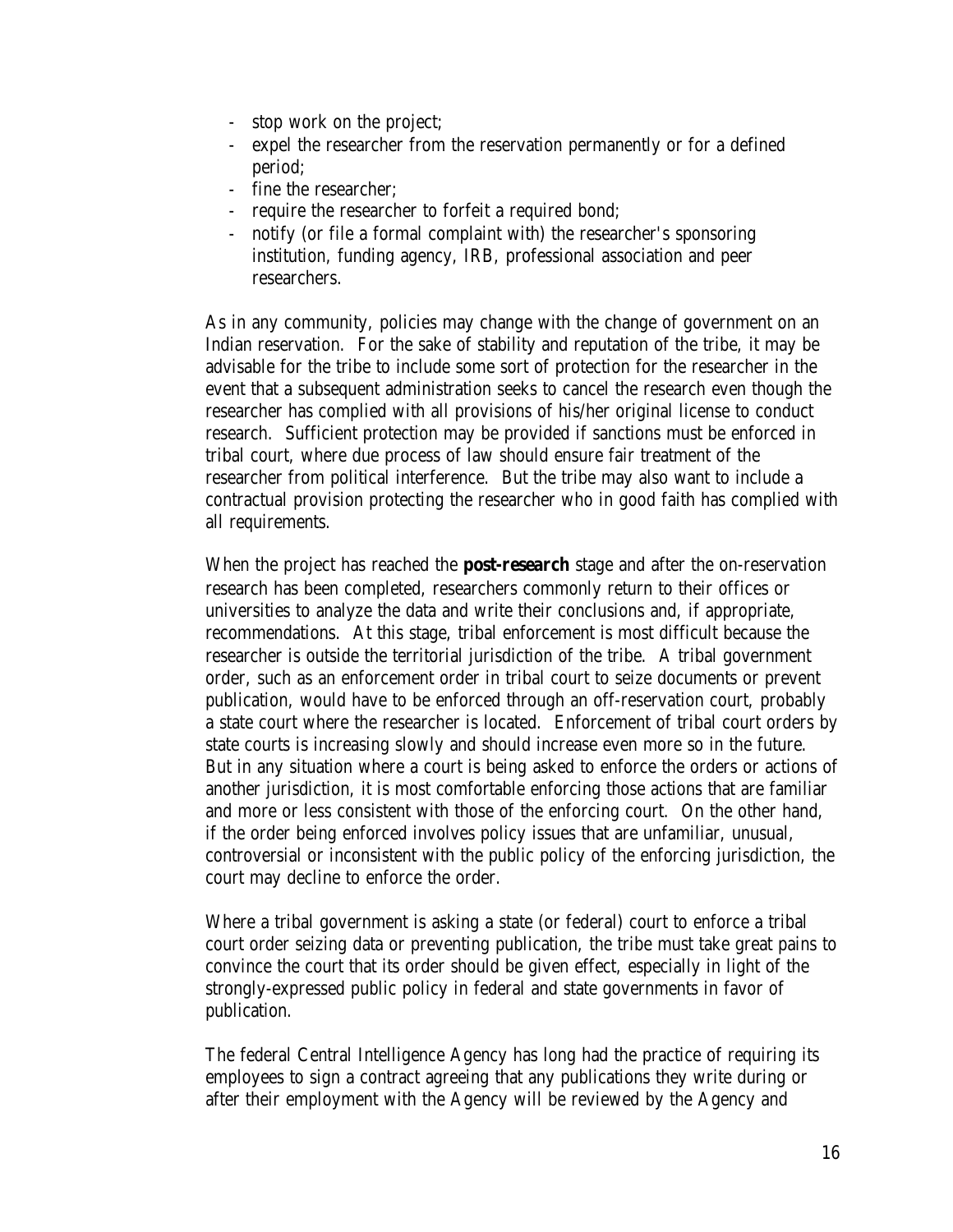- stop work on the project;
- expel the researcher from the reservation permanently or for a defined period;
- fine the researcher;
- require the researcher to forfeit a required bond;
- notify (or file a formal complaint with) the researcher's sponsoring institution, funding agency, IRB, professional association and peer researchers.

As in any community, policies may change with the change of government on an Indian reservation. For the sake of stability and reputation of the tribe, it may be advisable for the tribe to include some sort of protection for the researcher in the event that a subsequent administration seeks to cancel the research even though the researcher has complied with all provisions of his/her original license to conduct research. Sufficient protection may be provided if sanctions must be enforced in tribal court, where due process of law should ensure fair treatment of the researcher from political interference. But the tribe may also want to include a contractual provision protecting the researcher who in good faith has complied with all requirements.

When the project has reached the **post-research** stage and after the on-reservation research has been completed, researchers commonly return to their offices or universities to analyze the data and write their conclusions and, if appropriate, recommendations. At this stage, tribal enforcement is most difficult because the researcher is outside the territorial jurisdiction of the tribe. A tribal government order, such as an enforcement order in tribal court to seize documents or prevent publication, would have to be enforced through an off-reservation court, probably a state court where the researcher is located. Enforcement of tribal court orders by state courts is increasing slowly and should increase even more so in the future. But in any situation where a court is being asked to enforce the orders or actions of another jurisdiction, it is most comfortable enforcing those actions that are familiar and more or less consistent with those of the enforcing court. On the other hand, if the order being enforced involves policy issues that are unfamiliar, unusual, controversial or inconsistent with the public policy of the enforcing jurisdiction, the court may decline to enforce the order.

Where a tribal government is asking a state (or federal) court to enforce a tribal court order seizing data or preventing publication, the tribe must take great pains to convince the court that its order should be given effect, especially in light of the strongly-expressed public policy in federal and state governments in favor of publication.

The federal Central Intelligence Agency has long had the practice of requiring its employees to sign a contract agreeing that any publications they write during or after their employment with the Agency will be reviewed by the Agency and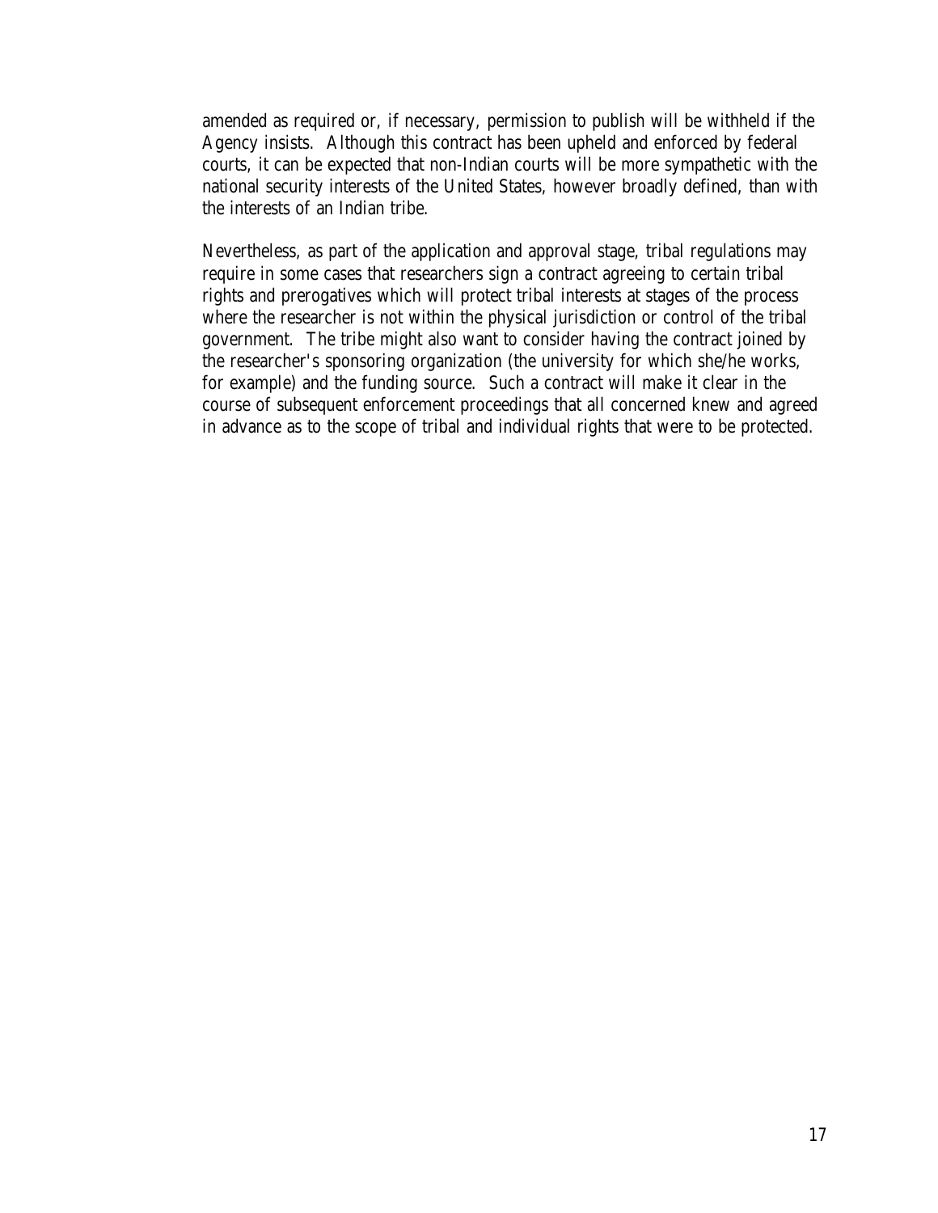amended as required or, if necessary, permission to publish will be withheld if the Agency insists. Although this contract has been upheld and enforced by federal courts, it can be expected that non-Indian courts will be more sympathetic with the national security interests of the United States, however broadly defined, than with the interests of an Indian tribe.

Nevertheless, as part of the application and approval stage, tribal regulations may require in some cases that researchers sign a contract agreeing to certain tribal rights and prerogatives which will protect tribal interests at stages of the process where the researcher is not within the physical jurisdiction or control of the tribal government. The tribe might also want to consider having the contract joined by the researcher's sponsoring organization (the university for which she/he works, for example) and the funding source. Such a contract will make it clear in the course of subsequent enforcement proceedings that all concerned knew and agreed in advance as to the scope of tribal and individual rights that were to be protected.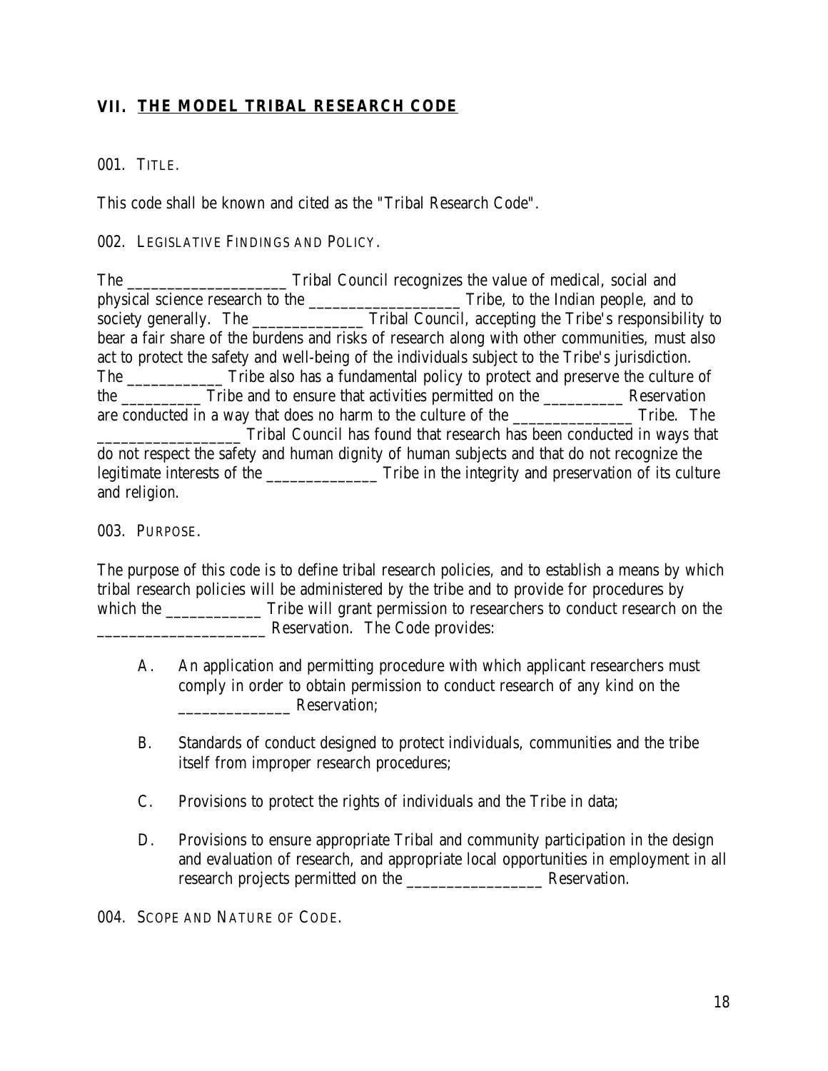## VII. THE MODEL TRIBAL RESEARCH CODE

001. TITLE.

This code shall be known and cited as the "Tribal Research Code".

002. LEGISLATIVE FINDINGS AND POLICY.

The ____________________ Tribal Council recognizes the value of medical, social and physical science research to the ___________________ Tribe, to the Indian people, and to society generally. The ______________ Tribal Council, accepting the Tribe's responsibility to bear a fair share of the burdens and risks of research along with other communities, must also act to protect the safety and well-being of the individuals subject to the Tribe's jurisdiction. The ____________ Tribe also has a fundamental policy to protect and preserve the culture of the __________ Tribe and to ensure that activities permitted on the __________ Reservation are conducted in a way that does no harm to the culture of the _______________ Tribe. The _________________ Tribal Council has found that research has been conducted in ways that do not respect the safety and human dignity of human subjects and that do not recognize the legitimate interests of the ______________ Tribe in the integrity and preservation of its culture and religion.

003. PURPOSE.

The purpose of this code is to define tribal research policies, and to establish a means by which tribal research policies will be administered by the tribe and to provide for procedures by which the ____________ Tribe will grant permission to researchers to conduct research on the ____________________ Reservation. The Code provides:

A. An application and permitting procedure with which applicant researchers must comply in order to obtain permission to conduct research of any kind on the ______________ Reservation;

B. Standards of conduct designed to protect individuals, communities and the tribe itself from improper research procedures;

C. Provisions to protect the rights of individuals and the Tribe in data;

D. Provisions to ensure appropriate Tribal and community participation in the design and evaluation of research, and appropriate local opportunities in employment in all research projects permitted on the ________________ Reservation.

004. SCOPE AND NATURE OF CODE.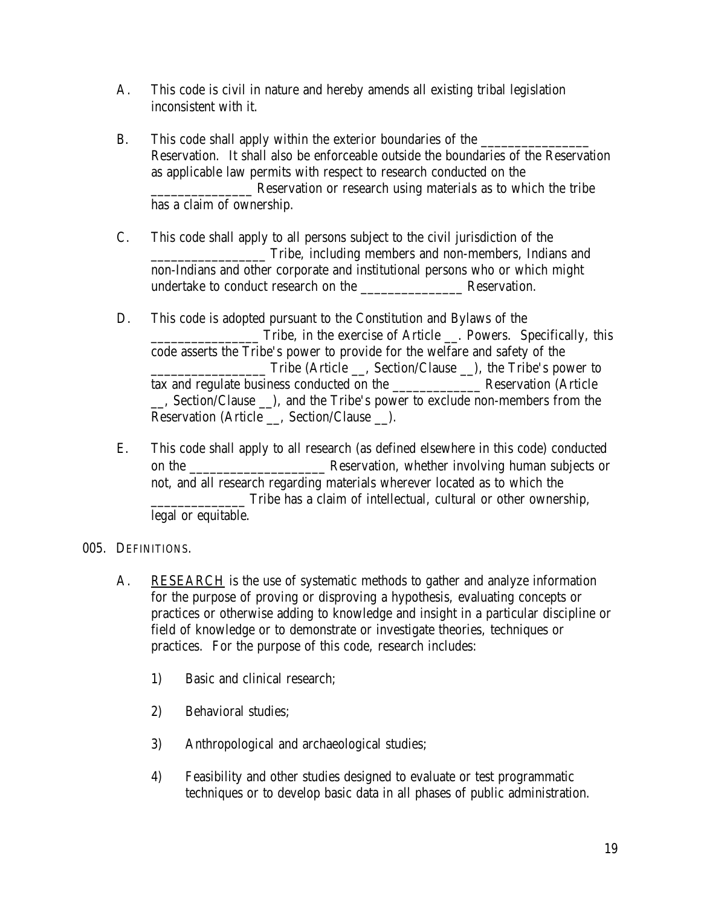A. This code is civil in nature and hereby amends all existing tribal legislation inconsistent with it.

B. This code shall apply within the exterior boundaries of the ________________ Reservation. It shall also be enforceable outside the boundaries of the Reservation as applicable law permits with respect to research conducted on the _______________ Reservation or research using materials as to which the tribe has a claim of ownership.

C. This code shall apply to all persons subject to the civil jurisdiction of the _________________ Tribe, including members and non-members, Indians and non-Indians and other corporate and institutional persons who or which might undertake to conduct research on the _______________ Reservation.

D. This code is adopted pursuant to the Constitution and Bylaws of the ________________ Tribe, in the exercise of Article __. Powers. Specifically, this code asserts the Tribe's power to provide for the welfare and safety of the _________________ Tribe (Article __, Section/Clause __), the Tribe's power to tax and regulate business conducted on the _____________ Reservation (Article __, Section/Clause __), and the Tribe's power to exclude non-members from the Reservation (Article __, Section/Clause __).

E. This code shall apply to all research (as defined elsewhere in this code) conducted on the ____________________ Reservation, whether involving human subjects or not, and all research regarding materials wherever located as to which the ______________ Tribe has a claim of intellectual, cultural or other ownership, legal or equitable.

005. DEFINITIONS.

A. <u>RESEARCH</u> is the use of systematic methods to gather and analyze information for the purpose of proving or disproving a hypothesis, evaluating concepts or practices or otherwise adding to knowledge and insight in a particular discipline or field of knowledge or to demonstrate or investigate theories, techniques or practices. For the purpose of this code, research includes:

   1) Basic and clinical research;

   2) Behavioral studies;

   3) Anthropological and archaeological studies;

   4) Feasibility and other studies designed to evaluate or test programmatic techniques or to develop basic data in all phases of public administration.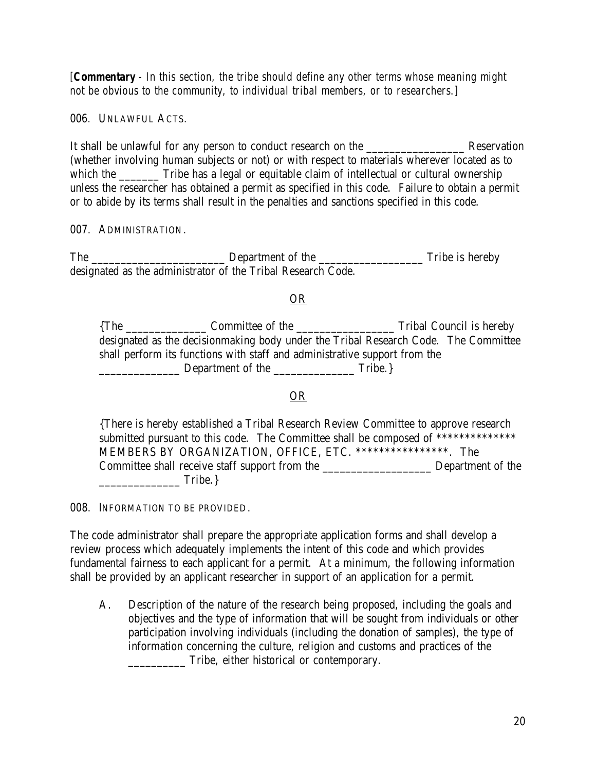[**Commentary** - *In this section, the tribe should define any other terms whose meaning might not be obvious to the community, to individual tribal members, or to researchers.*]

006. UNLAWFUL ACTS.

It shall be unlawful for any person to conduct research on the _________________ Reservation (whether involving human subjects or not) or with respect to materials wherever located as to which the _______ Tribe has a legal or equitable claim of intellectual or cultural ownership unless the researcher has obtained a permit as specified in this code. Failure to obtain a permit or to abide by its terms shall result in the penalties and sanctions specified in this code.

007. ADMINISTRATION.

The _______________________ Department of the __________________ Tribe is hereby designated as the administrator of the Tribal Research Code.

OR

> {The ______________ Committee of the _________________ Tribal Council is hereby designated as the decisionmaking body under the Tribal Research Code. The Committee shall perform its functions with staff and administrative support from the ______________ Department of the ______________ Tribe.}

OR

> {There is hereby established a Tribal Research Review Committee to approve research submitted pursuant to this code. The Committee shall be composed of ************** MEMBERS BY ORGANIZATION, OFFICE, ETC. *****************. The Committee shall receive staff support from the ___________________ Department of the ______________ Tribe.}

008. INFORMATION TO BE PROVIDED.

The code administrator shall prepare the appropriate application forms and shall develop a review process which adequately implements the intent of this code and which provides fundamental fairness to each applicant for a permit. At a minimum, the following information shall be provided by an applicant researcher in support of an application for a permit.

A. Description of the nature of the research being proposed, including the goals and objectives and the type of information that will be sought from individuals or other participation involving individuals (including the donation of samples), the type of information concerning the culture, religion and customs and practices of the __________ Tribe, either historical or contemporary.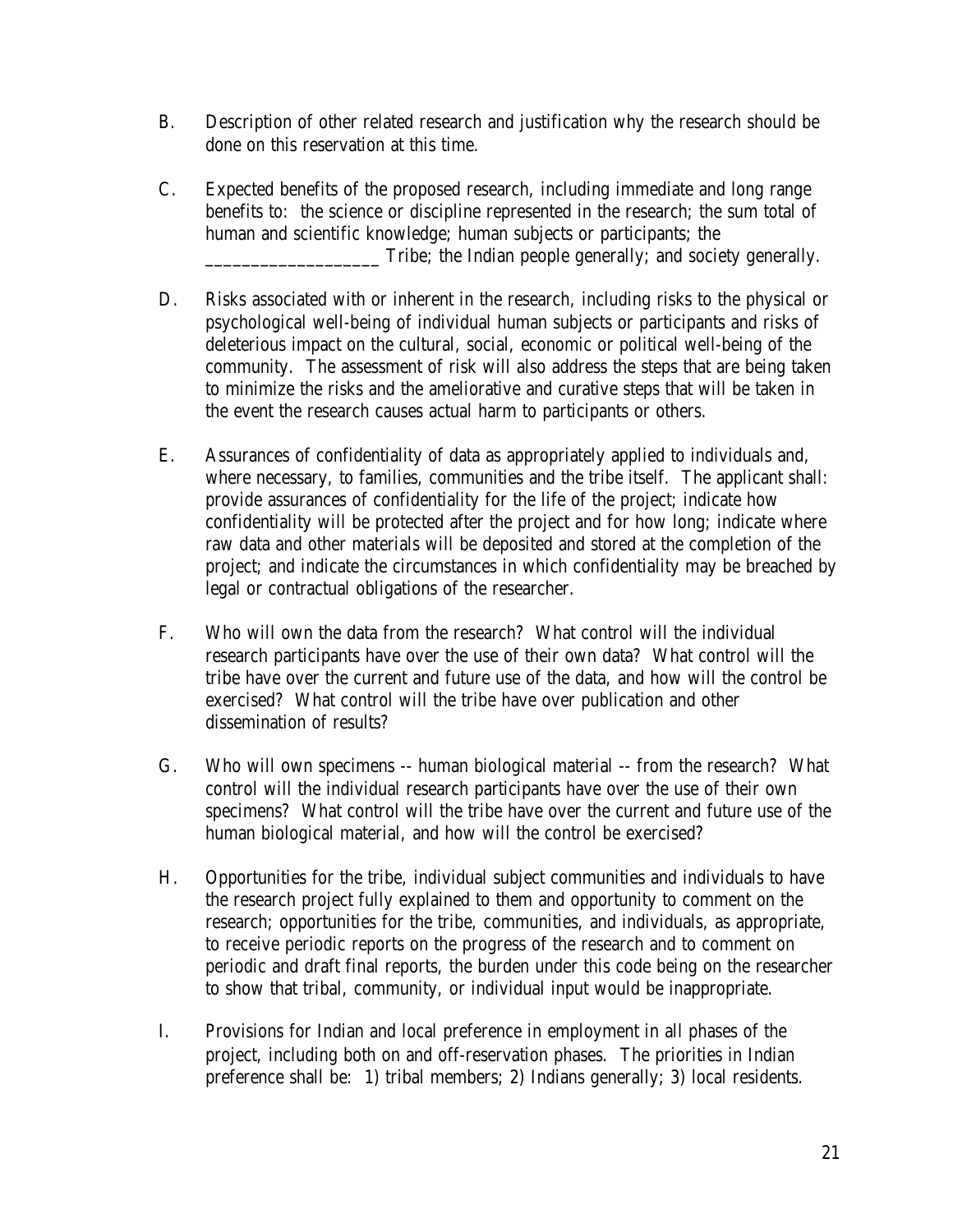B. Description of other related research and justification why the research should be done on this reservation at this time.

C. Expected benefits of the proposed research, including immediate and long range benefits to: the science or discipline represented in the research; the sum total of human and scientific knowledge; human subjects or participants; the __________________ Tribe; the Indian people generally; and society generally.

D. Risks associated with or inherent in the research, including risks to the physical or psychological well-being of individual human subjects or participants and risks of deleterious impact on the cultural, social, economic or political well-being of the community. The assessment of risk will also address the steps that are being taken to minimize the risks and the ameliorative and curative steps that will be taken in the event the research causes actual harm to participants or others.

E. Assurances of confidentiality of data as appropriately applied to individuals and, where necessary, to families, communities and the tribe itself. The applicant shall: provide assurances of confidentiality for the life of the project; indicate how confidentiality will be protected after the project and for how long; indicate where raw data and other materials will be deposited and stored at the completion of the project; and indicate the circumstances in which confidentiality may be breached by legal or contractual obligations of the researcher.

F. Who will own the data from the research? What control will the individual research participants have over the use of their own data? What control will the tribe have over the current and future use of the data, and how will the control be exercised? What control will the tribe have over publication and other dissemination of results?

G. Who will own specimens -- human biological material -- from the research? What control will the individual research participants have over the use of their own specimens? What control will the tribe have over the current and future use of the human biological material, and how will the control be exercised?

H. Opportunities for the tribe, individual subject communities and individuals to have the research project fully explained to them and opportunity to comment on the research; opportunities for the tribe, communities, and individuals, as appropriate, to receive periodic reports on the progress of the research and to comment on periodic and draft final reports, the burden under this code being on the researcher to show that tribal, community, or individual input would be inappropriate.

I. Provisions for Indian and local preference in employment in all phases of the project, including both on and off-reservation phases. The priorities in Indian preference shall be: 1) tribal members; 2) Indians generally; 3) local residents.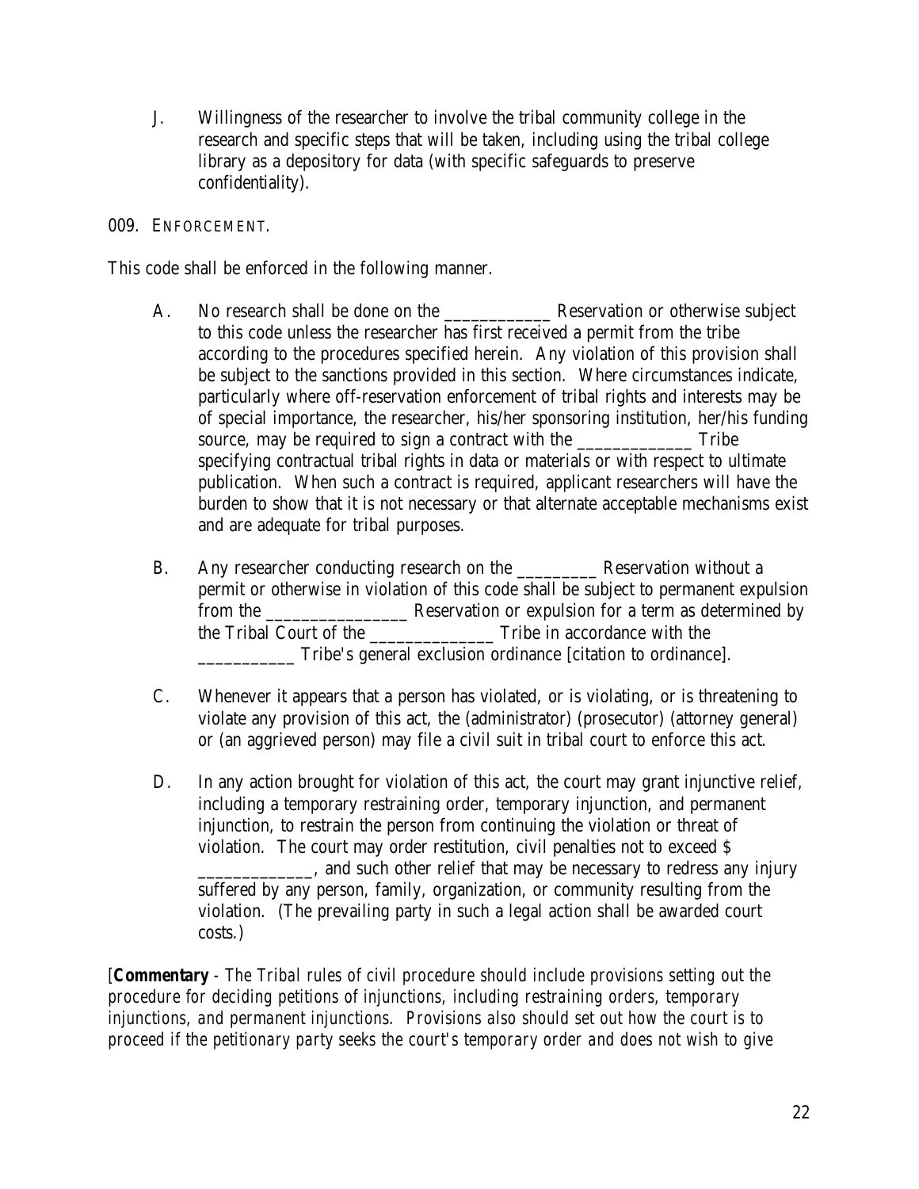J. Willingness of the researcher to involve the tribal community college in the research and specific steps that will be taken, including using the tribal college library as a depository for data (with specific safeguards to preserve confidentiality).

009. ENFORCEMENT.

This code shall be enforced in the following manner.

A. No research shall be done on the ____________ Reservation or otherwise subject to this code unless the researcher has first received a permit from the tribe according to the procedures specified herein. Any violation of this provision shall be subject to the sanctions provided in this section. Where circumstances indicate, particularly where off-reservation enforcement of tribal rights and interests may be of special importance, the researcher, his/her sponsoring institution, her/his funding source, may be required to sign a contract with the _____________ Tribe specifying contractual tribal rights in data or materials or with respect to ultimate publication. When such a contract is required, applicant researchers will have the burden to show that it is not necessary or that alternate acceptable mechanisms exist and are adequate for tribal purposes.

B. Any researcher conducting research on the _________ Reservation without a permit or otherwise in violation of this code shall be subject to permanent expulsion from the ________________ Reservation or expulsion for a term as determined by the Tribal Court of the ______________ Tribe in accordance with the ___________ Tribe's general exclusion ordinance [citation to ordinance].

C. Whenever it appears that a person has violated, or is violating, or is threatening to violate any provision of this act, the (administrator) (prosecutor) (attorney general) or (an aggrieved person) may file a civil suit in tribal court to enforce this act.

D. In any action brought for violation of this act, the court may grant injunctive relief, including a temporary restraining order, temporary injunction, and permanent injunction, to restrain the person from continuing the violation or threat of violation. The court may order restitution, civil penalties not to exceed $ _____________, and such other relief that may be necessary to redress any injury suffered by any person, family, organization, or community resulting from the violation. (The prevailing party in such a legal action shall be awarded court costs.)

[**Commentary** - *The Tribal rules of civil procedure should include provisions setting out the procedure for deciding petitions of injunctions, including restraining orders, temporary injunctions, and permanent injunctions. Provisions also should set out how the court is to proceed if the petitionary party seeks the court's temporary order and does not wish to give*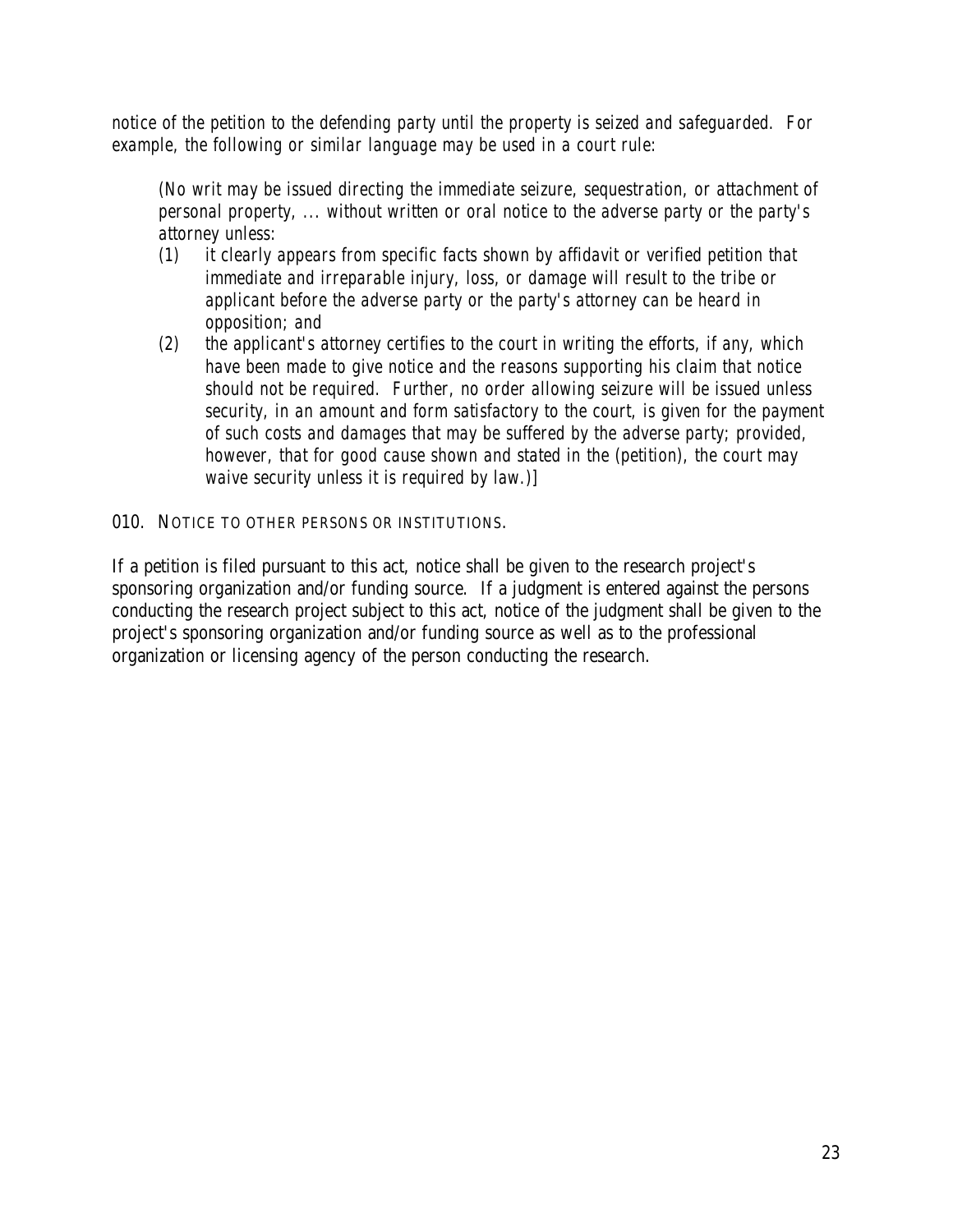notice of the petition to the defending party until the property is seized and safeguarded. For example, the following or similar language may be used in a court rule:

> *(No writ may be issued directing the immediate seizure, sequestration, or attachment of personal property, ... without written or oral notice to the adverse party or the party's attorney unless:*
>
> *(1) it clearly appears from specific facts shown by affidavit or verified petition that immediate and irreparable injury, loss, or damage will result to the tribe or applicant before the adverse party or the party's attorney can be heard in opposition; and*
>
> *(2) the applicant's attorney certifies to the court in writing the efforts, if any, which have been made to give notice and the reasons supporting his claim that notice should not be required. Further, no order allowing seizure will be issued unless security, in an amount and form satisfactory to the court, is given for the payment of such costs and damages that may be suffered by the adverse party; provided, however, that for good cause shown and stated in the (petition), the court may waive security unless it is required by law.)]*

010. NOTICE TO OTHER PERSONS OR INSTITUTIONS.

If a petition is filed pursuant to this act, notice shall be given to the research project's sponsoring organization and/or funding source. If a judgment is entered against the persons conducting the research project subject to this act, notice of the judgment shall be given to the project's sponsoring organization and/or funding source as well as to the professional organization or licensing agency of the person conducting the research.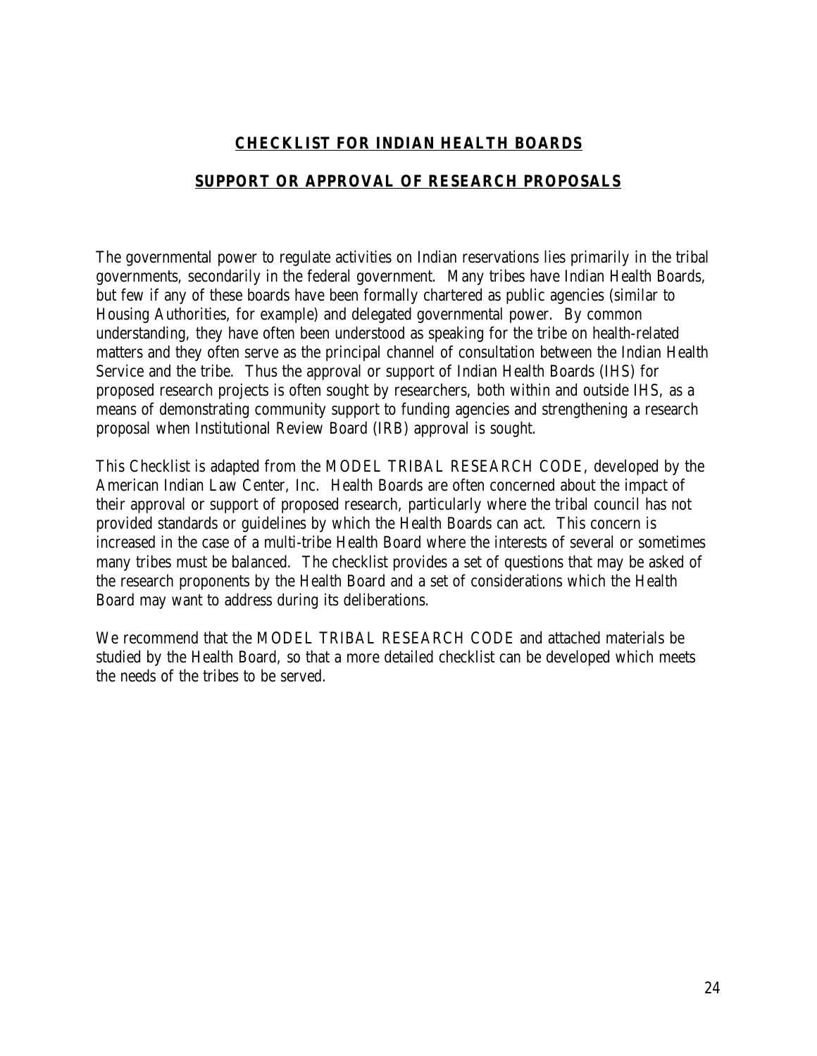## **CHECKLIST FOR INDIAN HEALTH BOARDS**

## **SUPPORT OR APPROVAL OF RESEARCH PROPOSALS**

The governmental power to regulate activities on Indian reservations lies primarily in the tribal governments, secondarily in the federal government. Many tribes have Indian Health Boards, but few if any of these boards have been formally chartered as public agencies (similar to Housing Authorities, for example) and delegated governmental power. By common understanding, they have often been understood as speaking for the tribe on health-related matters and they often serve as the principal channel of consultation between the Indian Health Service and the tribe. Thus the approval or support of Indian Health Boards (IHS) for proposed research projects is often sought by researchers, both within and outside IHS, as a means of demonstrating community support to funding agencies and strengthening a research proposal when Institutional Review Board (IRB) approval is sought.

This Checklist is adapted from the MODEL TRIBAL RESEARCH CODE, developed by the American Indian Law Center, Inc. Health Boards are often concerned about the impact of their approval or support of proposed research, particularly where the tribal council has not provided standards or guidelines by which the Health Boards can act. This concern is increased in the case of a multi-tribe Health Board where the interests of several or sometimes many tribes must be balanced. The checklist provides a set of questions that may be asked of the research proponents by the Health Board and a set of considerations which the Health Board may want to address during its deliberations.

We recommend that the MODEL TRIBAL RESEARCH CODE and attached materials be studied by the Health Board, so that a more detailed checklist can be developed which meets the needs of the tribes to be served.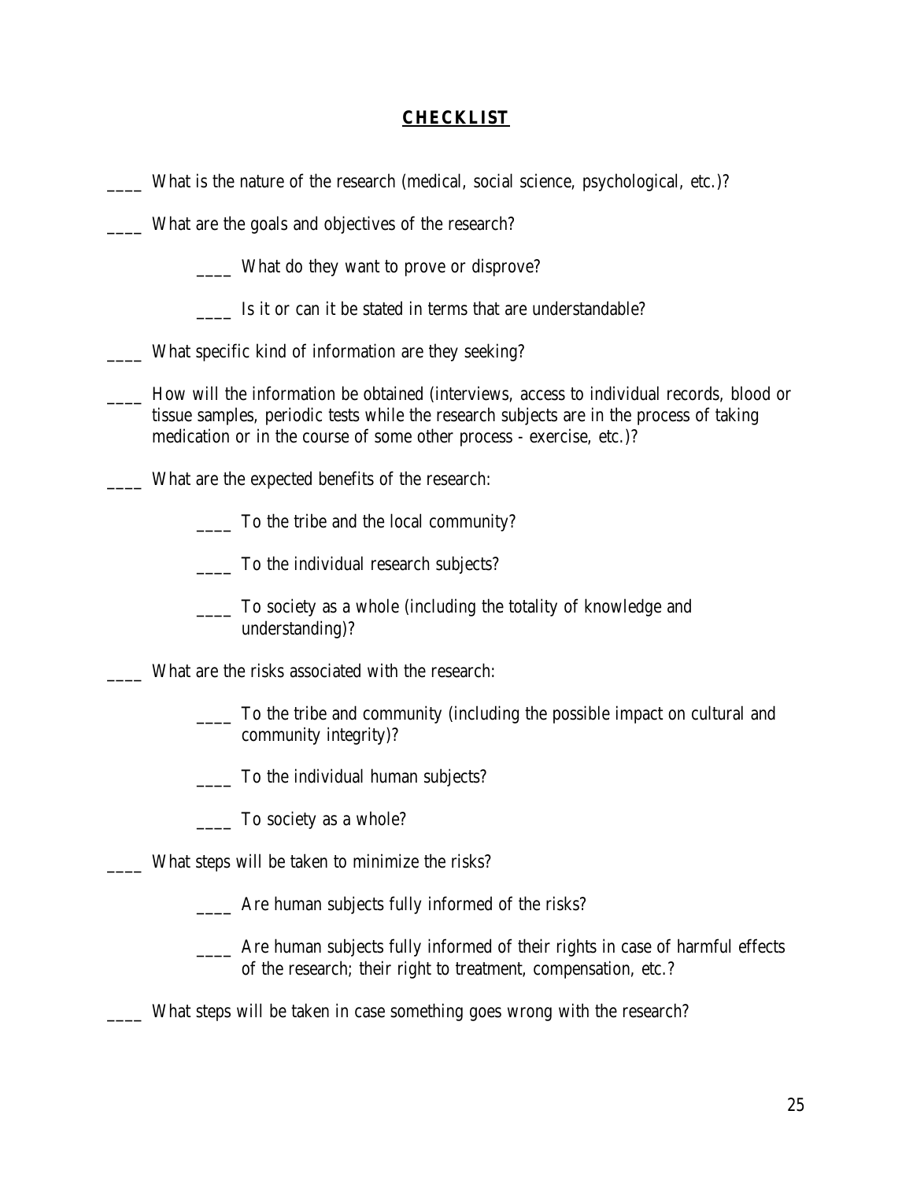## CHECKLIST

____ What is the nature of the research (medical, social science, psychological, etc.)?

____ What are the goals and objectives of the research?

> ____ What do they want to prove or disprove?
>
> ____ Is it or can it be stated in terms that are understandable?

____ What specific kind of information are they seeking?

____ How will the information be obtained (interviews, access to individual records, blood or tissue samples, periodic tests while the research subjects are in the process of taking medication or in the course of some other process - exercise, etc.)?

____ What are the expected benefits of the research:

> ____ To the tribe and the local community?
>
> ____ To the individual research subjects?
>
> ____ To society as a whole (including the totality of knowledge and understanding)?

____ What are the risks associated with the research:

> ____ To the tribe and community (including the possible impact on cultural and community integrity)?
>
> ____ To the individual human subjects?
>
> ____ To society as a whole?

____ What steps will be taken to minimize the risks?

> ____ Are human subjects fully informed of the risks?
>
> ____ Are human subjects fully informed of their rights in case of harmful effects of the research; their right to treatment, compensation, etc.?

____ What steps will be taken in case something goes wrong with the research?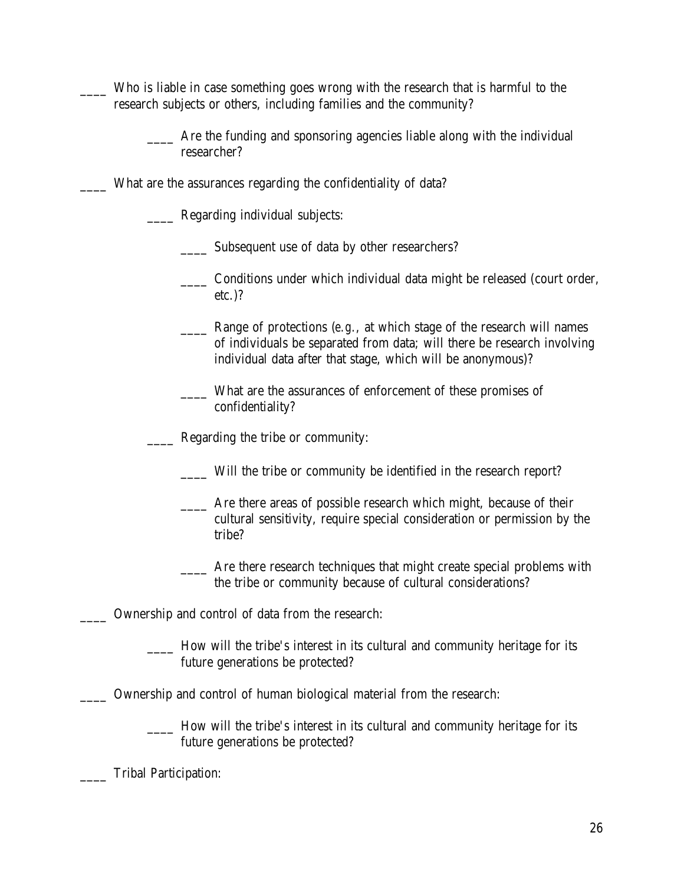____ Who is liable in case something goes wrong with the research that is harmful to the research subjects or others, including families and the community?

    ____ Are the funding and sponsoring agencies liable along with the individual researcher?

____ What are the assurances regarding the confidentiality of data?

    ____ Regarding individual subjects:

        ____ Subsequent use of data by other researchers?

        ____ Conditions under which individual data might be released (court order, etc.)?

        ____ Range of protections (e.g., at which stage of the research will names of individuals be separated from data; will there be research involving individual data after that stage, which will be anonymous)?

        ____ What are the assurances of enforcement of these promises of confidentiality?

    ____ Regarding the tribe or community:

        ____ Will the tribe or community be identified in the research report?

        ____ Are there areas of possible research which might, because of their cultural sensitivity, require special consideration or permission by the tribe?

        ____ Are there research techniques that might create special problems with the tribe or community because of cultural considerations?

____ Ownership and control of data from the research:

    ____ How will the tribe's interest in its cultural and community heritage for its future generations be protected?

____ Ownership and control of human biological material from the research:

    ____ How will the tribe's interest in its cultural and community heritage for its future generations be protected?

____ Tribal Participation: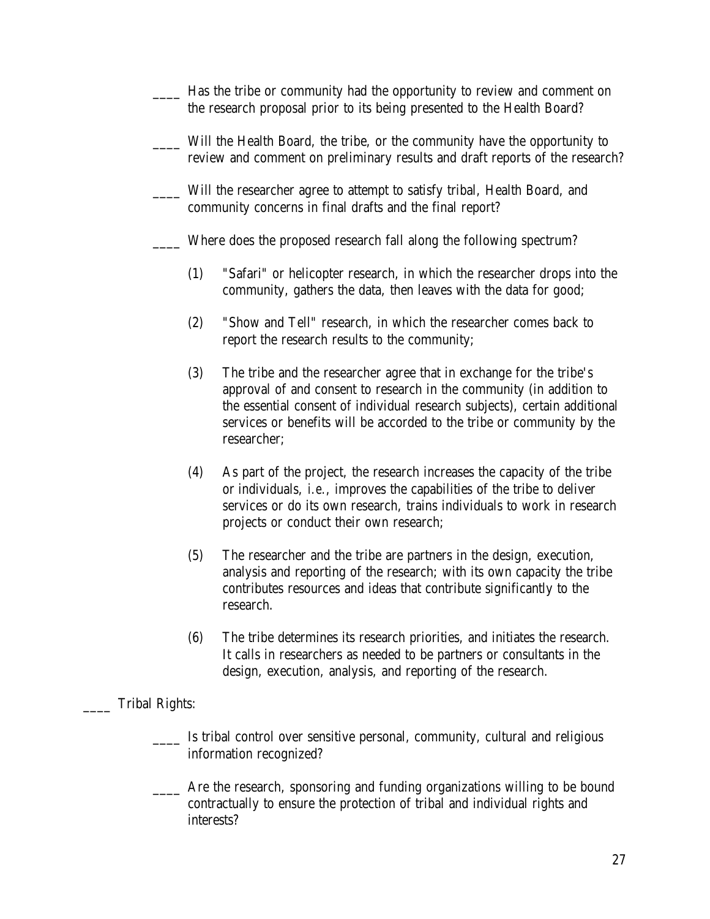____ Has the tribe or community had the opportunity to review and comment on the research proposal prior to its being presented to the Health Board?

____ Will the Health Board, the tribe, or the community have the opportunity to review and comment on preliminary results and draft reports of the research?

____ Will the researcher agree to attempt to satisfy tribal, Health Board, and community concerns in final drafts and the final report?

____ Where does the proposed research fall along the following spectrum?

(1) "Safari" or helicopter research, in which the researcher drops into the community, gathers the data, then leaves with the data for good;

(2) "Show and Tell" research, in which the researcher comes back to report the research results to the community;

(3) The tribe and the researcher agree that in exchange for the tribe's approval of and consent to research in the community (in addition to the essential consent of individual research subjects), certain additional services or benefits will be accorded to the tribe or community by the researcher;

(4) As part of the project, the research increases the capacity of the tribe or individuals, i.e., improves the capabilities of the tribe to deliver services or do its own research, trains individuals to work in research projects or conduct their own research;

(5) The researcher and the tribe are partners in the design, execution, analysis and reporting of the research; with its own capacity the tribe contributes resources and ideas that contribute significantly to the research.

(6) The tribe determines its research priorities, and initiates the research. It calls in researchers as needed to be partners or consultants in the design, execution, analysis, and reporting of the research.

____ Tribal Rights:

____ Is tribal control over sensitive personal, community, cultural and religious information recognized?

____ Are the research, sponsoring and funding organizations willing to be bound contractually to ensure the protection of tribal and individual rights and interests?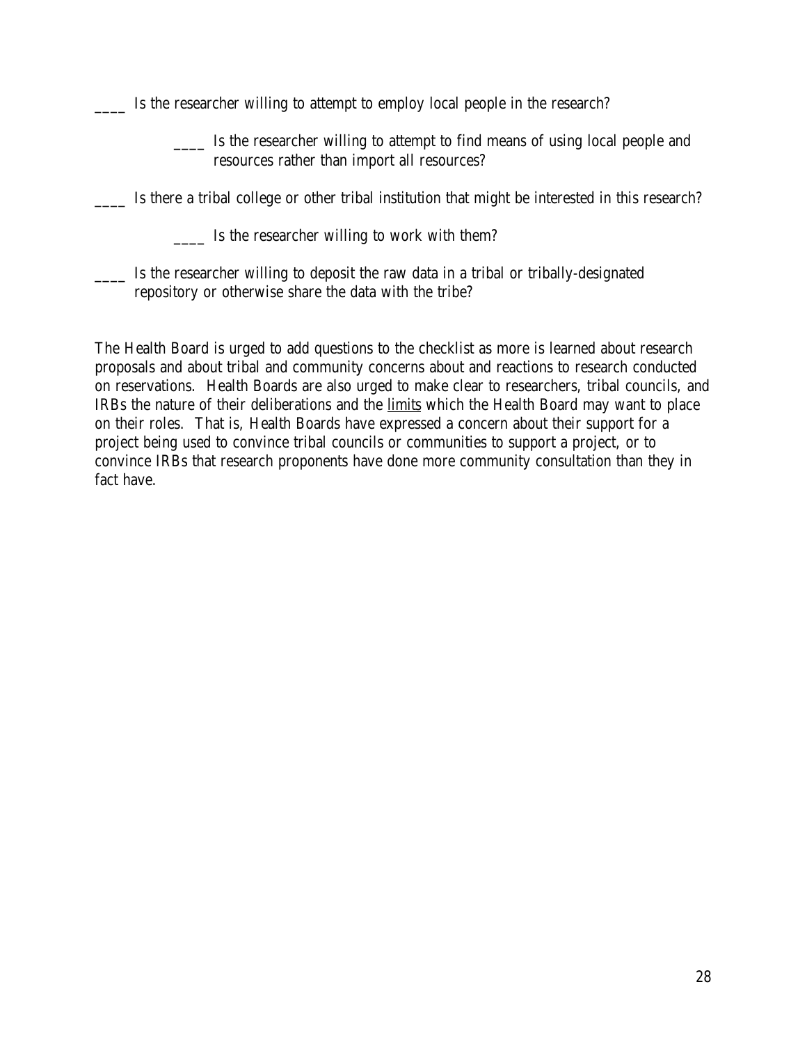____ Is the researcher willing to attempt to employ local people in the research?

> ____ Is the researcher willing to attempt to find means of using local people and resources rather than import all resources?

____ Is there a tribal college or other tribal institution that might be interested in this research?

> ____ Is the researcher willing to work with them?

____ Is the researcher willing to deposit the raw data in a tribal or tribally-designated repository or otherwise share the data with the tribe?

The Health Board is urged to add questions to the checklist as more is learned about research proposals and about tribal and community concerns about and reactions to research conducted on reservations. Health Boards are also urged to make clear to researchers, tribal councils, and IRBs the nature of their deliberations and the <u>limits</u> which the Health Board may want to place on their roles. That is, Health Boards have expressed a concern about their support for a project being used to convince tribal councils or communities to support a project, or to convince IRBs that research proponents have done more community consultation than they in fact have.